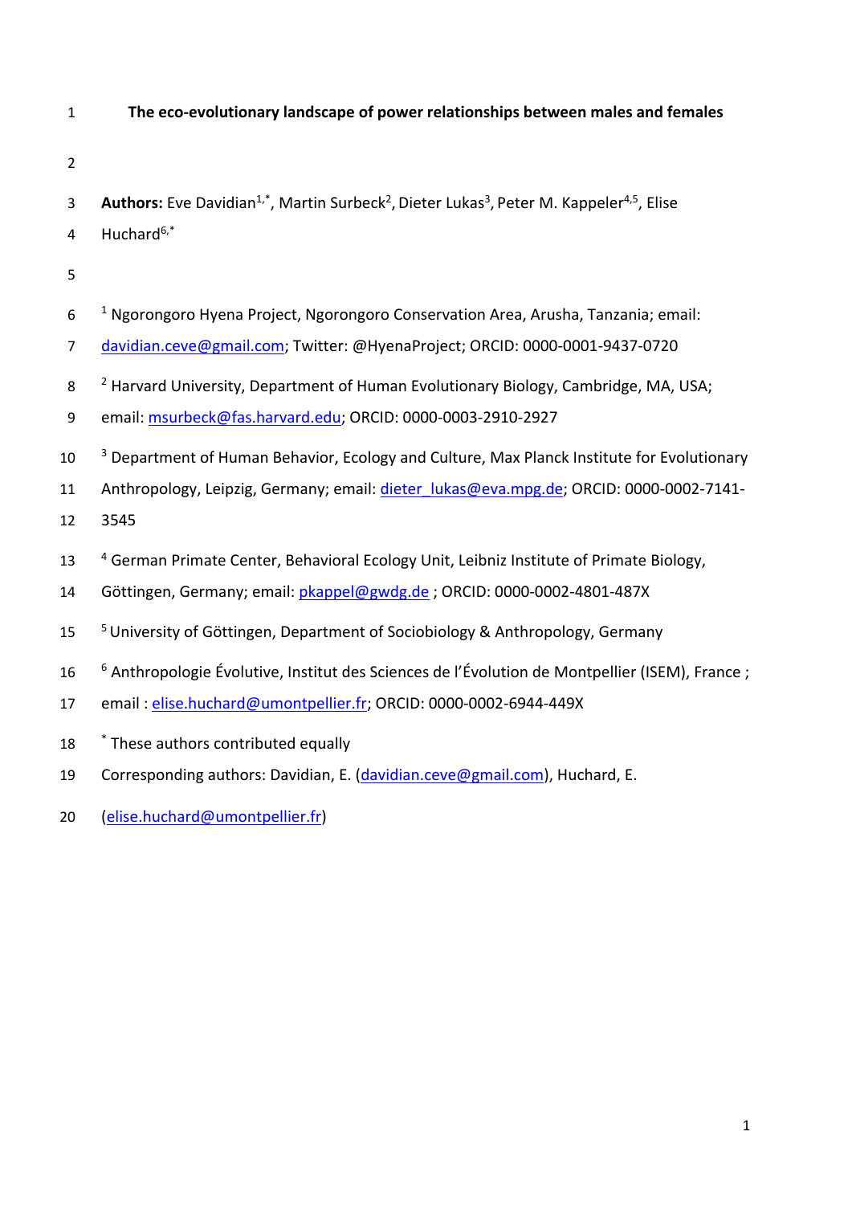# The eco-evolutionary landscape of power relationships between males and females

**Authors:** Eve Davidian[1,*], Martin Surbeck[2], Dieter Lukas[3], Peter M. Kappeler[4,5], Elise Huchard[6,*]

[1] Ngorongoro Hyena Project, Ngorongoro Conservation Area, Arusha, Tanzania; email: davidian.ceve@gmail.com; Twitter: @HyenaProject; ORCID: 0000-0001-9437-0720

[2] Harvard University, Department of Human Evolutionary Biology, Cambridge, MA, USA; email: msurbeck@fas.harvard.edu; ORCID: 0000-0003-2910-2927

[3] Department of Human Behavior, Ecology and Culture, Max Planck Institute for Evolutionary Anthropology, Leipzig, Germany; email: dieter_lukas@eva.mpg.de; ORCID: 0000-0002-7141-3545

[4] German Primate Center, Behavioral Ecology Unit, Leibniz Institute of Primate Biology, Göttingen, Germany; email: pkappel@gwdg.de ; ORCID: 0000-0002-4801-487X

[5] University of Göttingen, Department of Sociobiology & Anthropology, Germany

[6] Anthropologie Évolutive, Institut des Sciences de l'Évolution de Montpellier (ISEM), France ; email : elise.huchard@umontpellier.fr; ORCID: 0000-0002-6944-449X

[*] These authors contributed equally

Corresponding authors: Davidian, E. (davidian.ceve@gmail.com), Huchard, E. (elise.huchard@umontpellier.fr)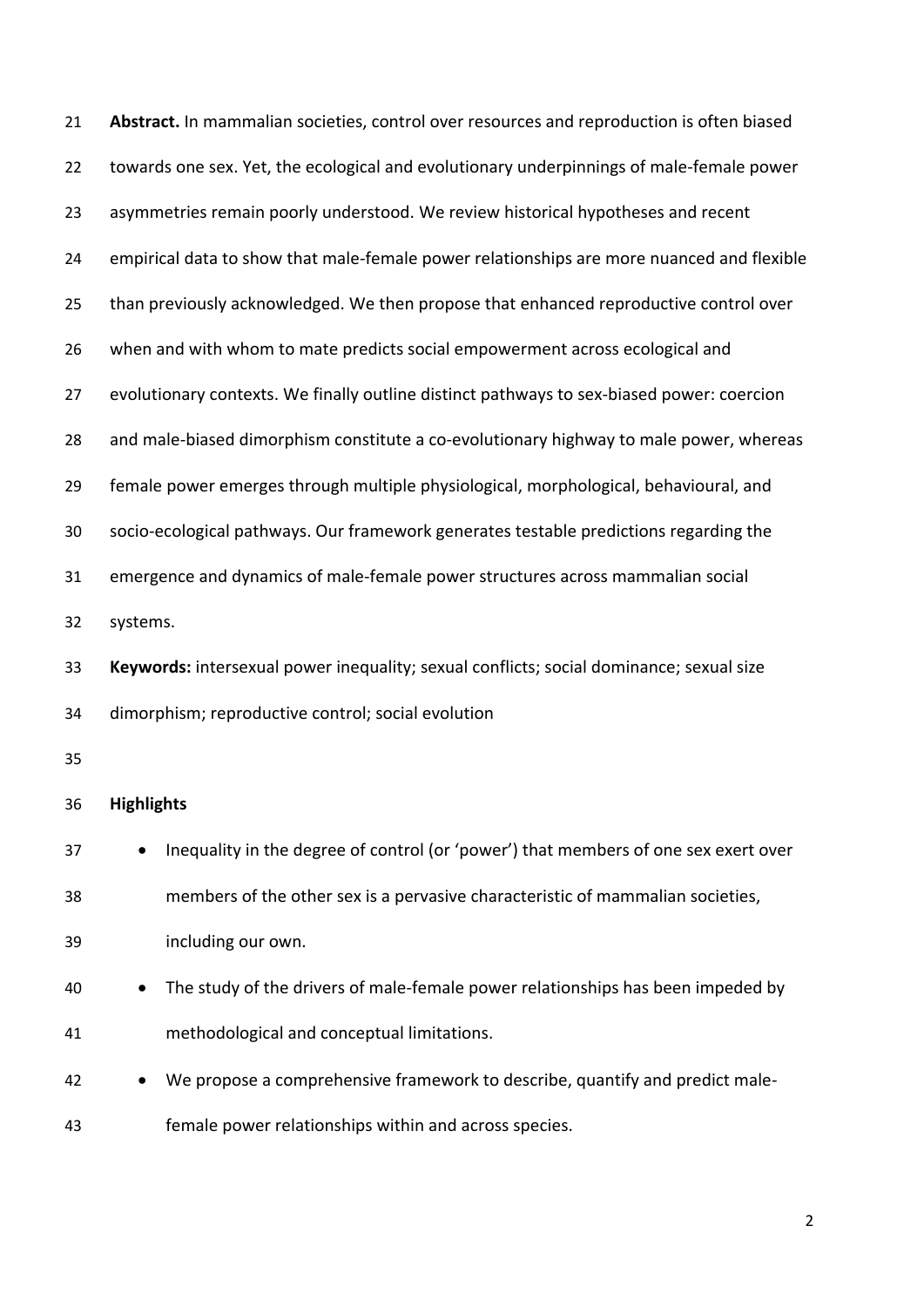**Abstract.** In mammalian societies, control over resources and reproduction is often biased towards one sex. Yet, the ecological and evolutionary underpinnings of male-female power asymmetries remain poorly understood. We review historical hypotheses and recent empirical data to show that male-female power relationships are more nuanced and flexible than previously acknowledged. We then propose that enhanced reproductive control over when and with whom to mate predicts social empowerment across ecological and evolutionary contexts. We finally outline distinct pathways to sex-biased power: coercion and male-biased dimorphism constitute a co-evolutionary highway to male power, whereas female power emerges through multiple physiological, morphological, behavioural, and socio-ecological pathways. Our framework generates testable predictions regarding the emergence and dynamics of male-female power structures across mammalian social systems.

**Keywords:** intersexual power inequality; sexual conflicts; social dominance; sexual size dimorphism; reproductive control; social evolution

**Highlights**

- Inequality in the degree of control (or 'power') that members of one sex exert over members of the other sex is a pervasive characteristic of mammalian societies, including our own.
- The study of the drivers of male-female power relationships has been impeded by methodological and conceptual limitations.
- We propose a comprehensive framework to describe, quantify and predict male-female power relationships within and across species.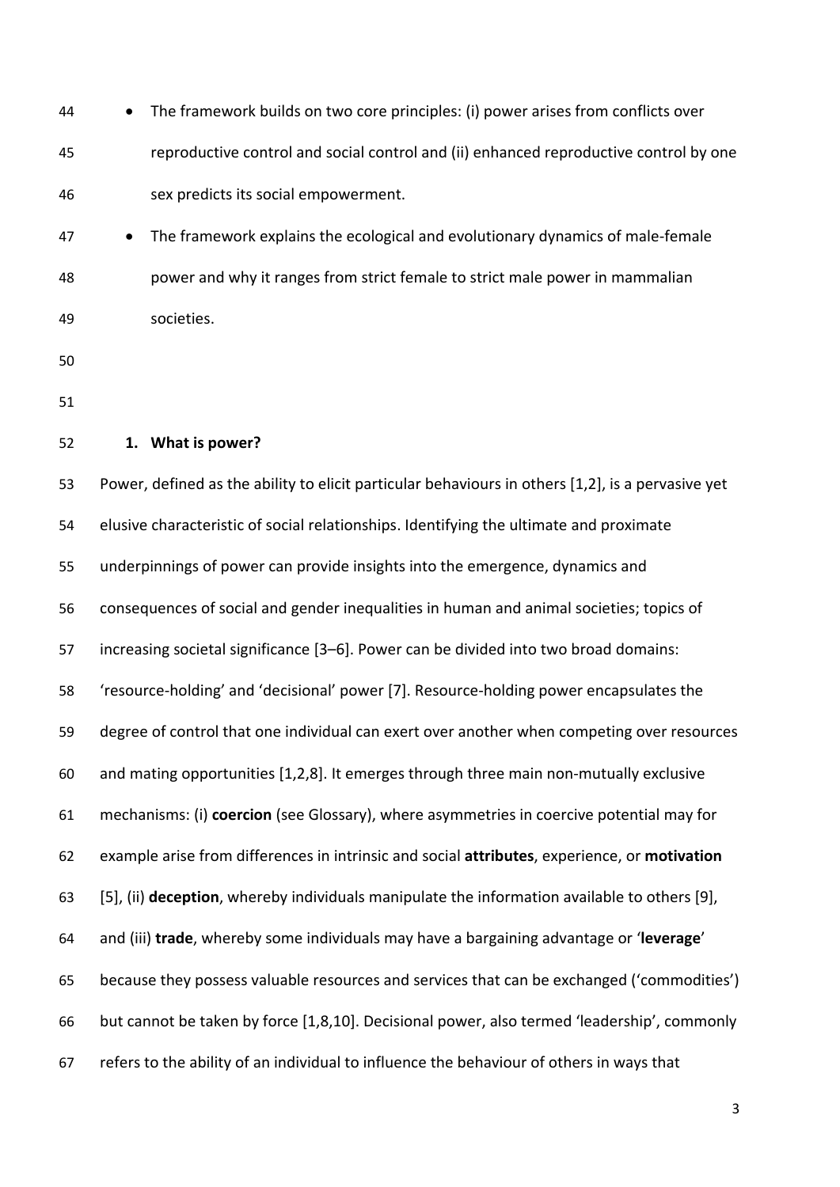- The framework builds on two core principles: (i) power arises from conflicts over reproductive control and social control and (ii) enhanced reproductive control by one sex predicts its social empowerment.
- The framework explains the ecological and evolutionary dynamics of male-female power and why it ranges from strict female to strict male power in mammalian societies.

## 1. What is power?

Power, defined as the ability to elicit particular behaviours in others [1,2], is a pervasive yet elusive characteristic of social relationships. Identifying the ultimate and proximate underpinnings of power can provide insights into the emergence, dynamics and consequences of social and gender inequalities in human and animal societies; topics of increasing societal significance [3–6]. Power can be divided into two broad domains: 'resource-holding' and 'decisional' power [7]. Resource-holding power encapsulates the degree of control that one individual can exert over another when competing over resources and mating opportunities [1,2,8]. It emerges through three main non-mutually exclusive mechanisms: (i) **coercion** (see Glossary), where asymmetries in coercive potential may for example arise from differences in intrinsic and social **attributes**, experience, or **motivation** [5], (ii) **deception**, whereby individuals manipulate the information available to others [9], and (iii) **trade**, whereby some individuals may have a bargaining advantage or '**leverage**' because they possess valuable resources and services that can be exchanged ('commodities') but cannot be taken by force [1,8,10]. Decisional power, also termed 'leadership', commonly refers to the ability of an individual to influence the behaviour of others in ways that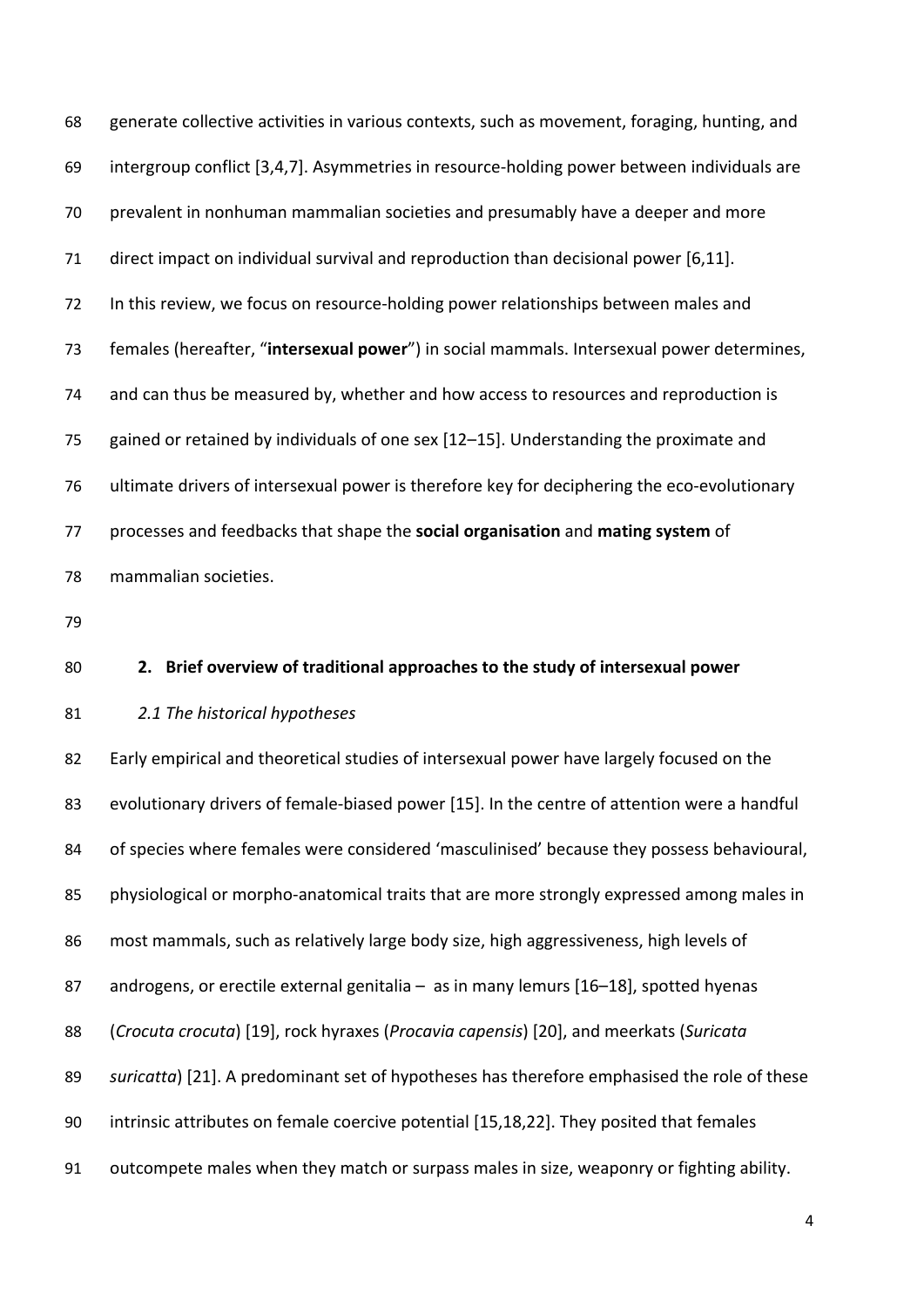generate collective activities in various contexts, such as movement, foraging, hunting, and intergroup conflict [3,4,7]. Asymmetries in resource-holding power between individuals are prevalent in nonhuman mammalian societies and presumably have a deeper and more direct impact on individual survival and reproduction than decisional power [6,11].

In this review, we focus on resource-holding power relationships between males and females (hereafter, "**intersexual power**") in social mammals. Intersexual power determines, and can thus be measured by, whether and how access to resources and reproduction is gained or retained by individuals of one sex [12–15]. Understanding the proximate and ultimate drivers of intersexual power is therefore key for deciphering the eco-evolutionary processes and feedbacks that shape the **social organisation** and **mating system** of mammalian societies.

## 2. Brief overview of traditional approaches to the study of intersexual power

### *2.1 The historical hypotheses*

Early empirical and theoretical studies of intersexual power have largely focused on the evolutionary drivers of female-biased power [15]. In the centre of attention were a handful of species where females were considered 'masculinised' because they possess behavioural, physiological or morpho-anatomical traits that are more strongly expressed among males in most mammals, such as relatively large body size, high aggressiveness, high levels of androgens, or erectile external genitalia – as in many lemurs [16–18], spotted hyenas (*Crocuta crocuta*) [19], rock hyraxes (*Procavia capensis*) [20], and meerkats (*Suricata suricatta*) [21]. A predominant set of hypotheses has therefore emphasised the role of these intrinsic attributes on female coercive potential [15,18,22]. They posited that females outcompete males when they match or surpass males in size, weaponry or fighting ability.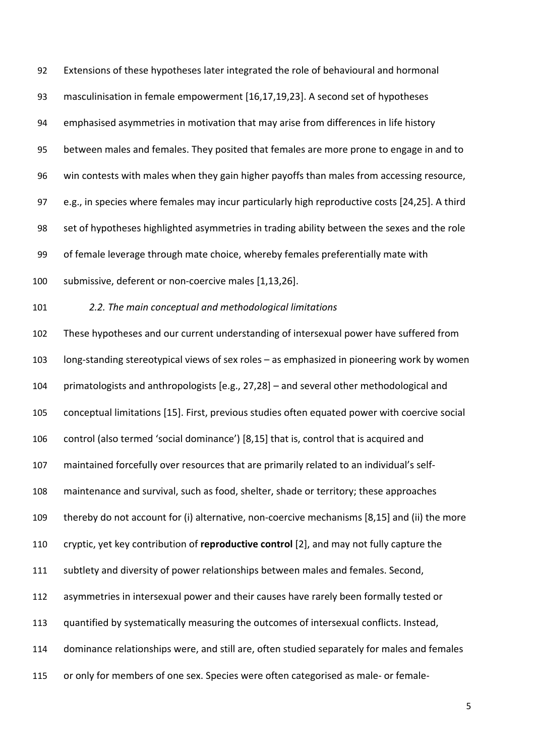Extensions of these hypotheses later integrated the role of behavioural and hormonal masculinisation in female empowerment [16,17,19,23]. A second set of hypotheses emphasised asymmetries in motivation that may arise from differences in life history between males and females. They posited that females are more prone to engage in and to win contests with males when they gain higher payoffs than males from accessing resource, e.g., in species where females may incur particularly high reproductive costs [24,25]. A third set of hypotheses highlighted asymmetries in trading ability between the sexes and the role of female leverage through mate choice, whereby females preferentially mate with submissive, deferent or non-coercive males [1,13,26].

### *2.2. The main conceptual and methodological limitations*

These hypotheses and our current understanding of intersexual power have suffered from long-standing stereotypical views of sex roles – as emphasized in pioneering work by women primatologists and anthropologists [e.g., 27,28] – and several other methodological and conceptual limitations [15]. First, previous studies often equated power with coercive social control (also termed 'social dominance') [8,15] that is, control that is acquired and maintained forcefully over resources that are primarily related to an individual's self-maintenance and survival, such as food, shelter, shade or territory; these approaches thereby do not account for (i) alternative, non-coercive mechanisms [8,15] and (ii) the more cryptic, yet key contribution of **reproductive control** [2], and may not fully capture the subtlety and diversity of power relationships between males and females. Second, asymmetries in intersexual power and their causes have rarely been formally tested or quantified by systematically measuring the outcomes of intersexual conflicts. Instead, dominance relationships were, and still are, often studied separately for males and females or only for members of one sex. Species were often categorised as male- or female-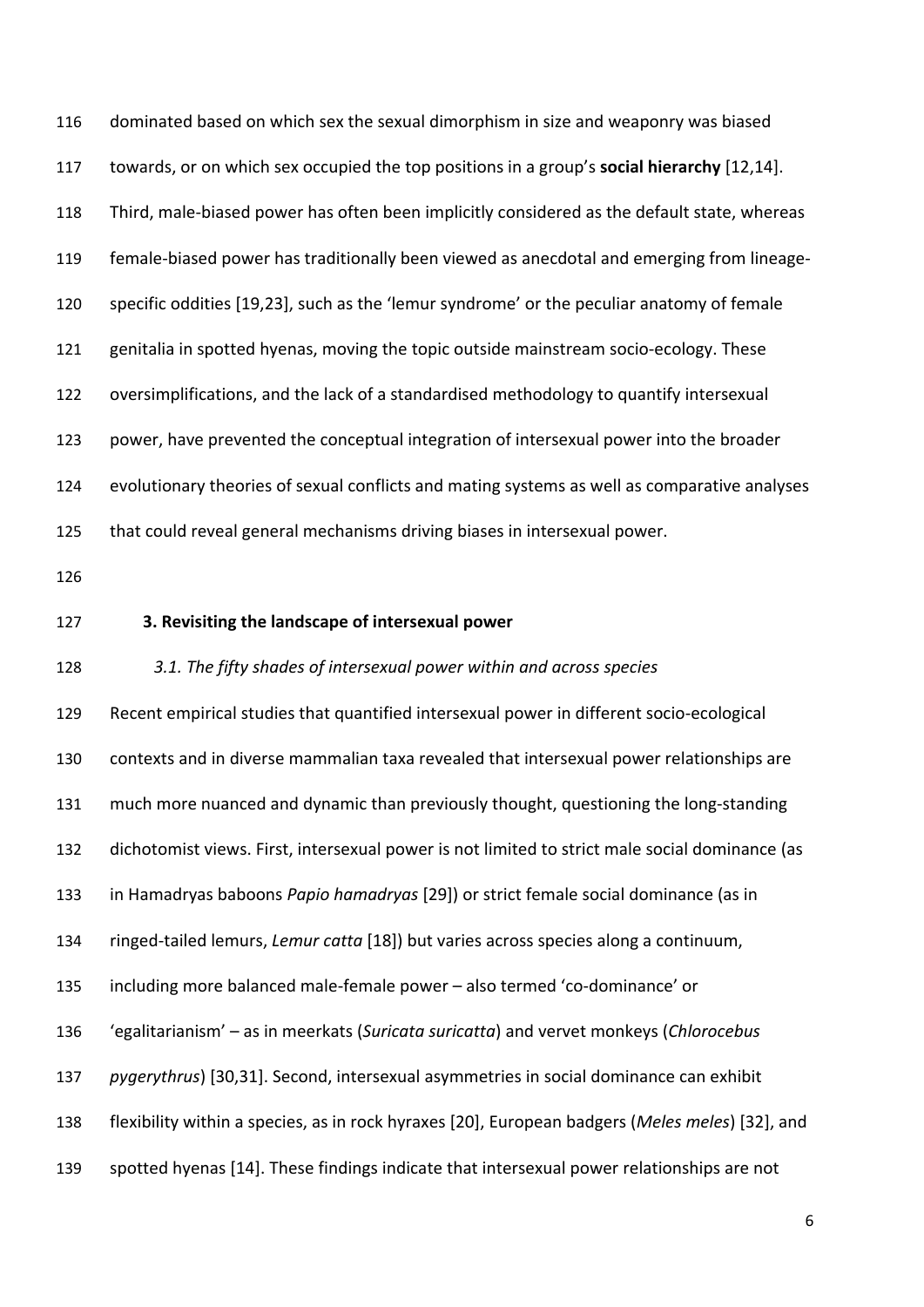dominated based on which sex the sexual dimorphism in size and weaponry was biased towards, or on which sex occupied the top positions in a group's **social hierarchy** [12,14]. Third, male-biased power has often been implicitly considered as the default state, whereas female-biased power has traditionally been viewed as anecdotal and emerging from lineage-specific oddities [19,23], such as the 'lemur syndrome' or the peculiar anatomy of female genitalia in spotted hyenas, moving the topic outside mainstream socio-ecology. These oversimplifications, and the lack of a standardised methodology to quantify intersexual power, have prevented the conceptual integration of intersexual power into the broader evolutionary theories of sexual conflicts and mating systems as well as comparative analyses that could reveal general mechanisms driving biases in intersexual power.

## 3. Revisiting the landscape of intersexual power

### *3.1. The fifty shades of intersexual power within and across species*

Recent empirical studies that quantified intersexual power in different socio-ecological contexts and in diverse mammalian taxa revealed that intersexual power relationships are much more nuanced and dynamic than previously thought, questioning the long-standing dichotomist views. First, intersexual power is not limited to strict male social dominance (as in Hamadryas baboons *Papio hamadryas* [29]) or strict female social dominance (as in ringed-tailed lemurs, *Lemur catta* [18]) but varies across species along a continuum, including more balanced male-female power – also termed 'co-dominance' or 'egalitarianism' – as in meerkats (*Suricata suricatta*) and vervet monkeys (*Chlorocebus pygerythrus*) [30,31]. Second, intersexual asymmetries in social dominance can exhibit flexibility within a species, as in rock hyraxes [20], European badgers (*Meles meles*) [32], and spotted hyenas [14]. These findings indicate that intersexual power relationships are not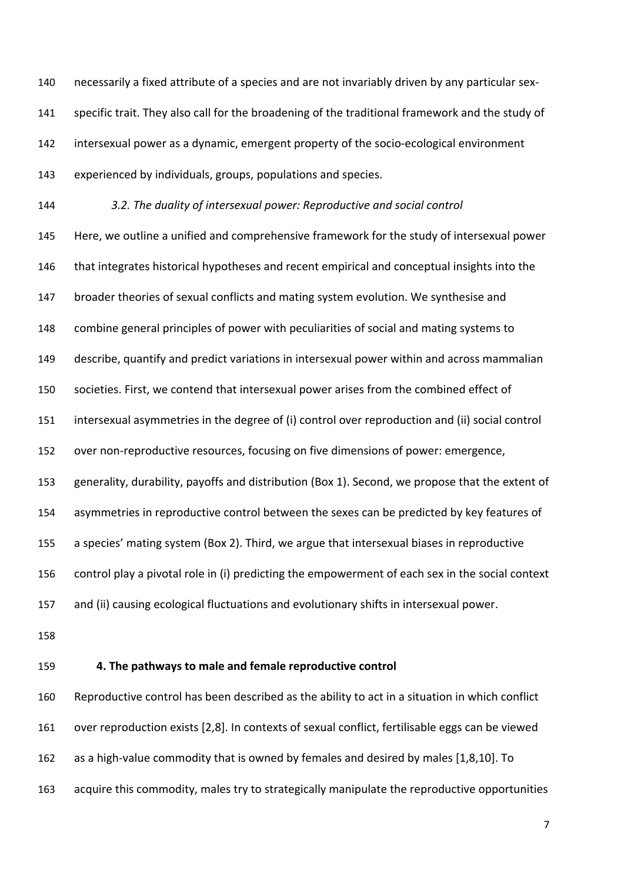necessarily a fixed attribute of a species and are not invariably driven by any particular sex-specific trait. They also call for the broadening of the traditional framework and the study of intersexual power as a dynamic, emergent property of the socio-ecological environment experienced by individuals, groups, populations and species.

### *3.2. The duality of intersexual power: Reproductive and social control*

Here, we outline a unified and comprehensive framework for the study of intersexual power that integrates historical hypotheses and recent empirical and conceptual insights into the broader theories of sexual conflicts and mating system evolution. We synthesise and combine general principles of power with peculiarities of social and mating systems to describe, quantify and predict variations in intersexual power within and across mammalian societies. First, we contend that intersexual power arises from the combined effect of intersexual asymmetries in the degree of (i) control over reproduction and (ii) social control over non-reproductive resources, focusing on five dimensions of power: emergence, generality, durability, payoffs and distribution (Box 1). Second, we propose that the extent of asymmetries in reproductive control between the sexes can be predicted by key features of a species' mating system (Box 2). Third, we argue that intersexual biases in reproductive control play a pivotal role in (i) predicting the empowerment of each sex in the social context and (ii) causing ecological fluctuations and evolutionary shifts in intersexual power.

## 4. The pathways to male and female reproductive control

Reproductive control has been described as the ability to act in a situation in which conflict over reproduction exists [2,8]. In contexts of sexual conflict, fertilisable eggs can be viewed as a high-value commodity that is owned by females and desired by males [1,8,10]. To acquire this commodity, males try to strategically manipulate the reproductive opportunities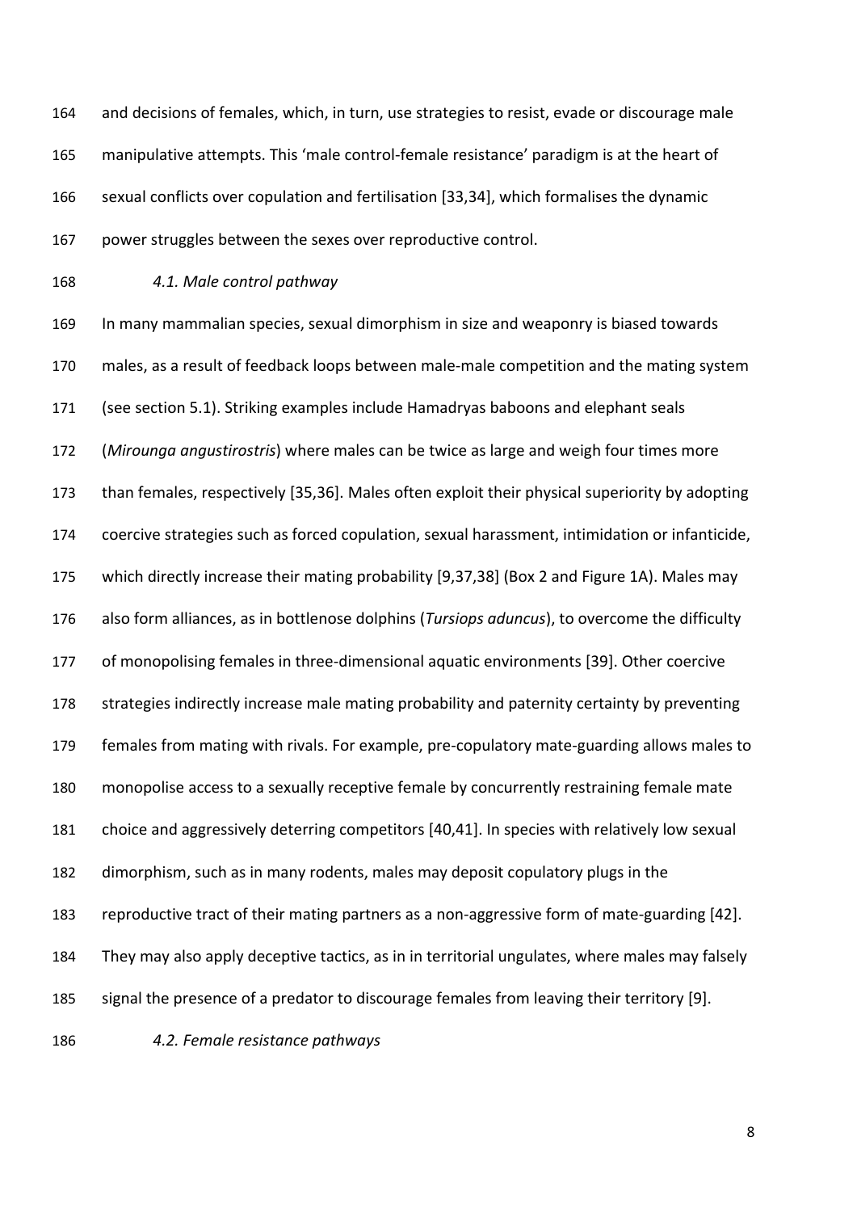and decisions of females, which, in turn, use strategies to resist, evade or discourage male manipulative attempts. This 'male control-female resistance' paradigm is at the heart of sexual conflicts over copulation and fertilisation [33,34], which formalises the dynamic power struggles between the sexes over reproductive control.

### *4.1. Male control pathway*

In many mammalian species, sexual dimorphism in size and weaponry is biased towards males, as a result of feedback loops between male-male competition and the mating system (see section 5.1). Striking examples include Hamadryas baboons and elephant seals (*Mirounga angustirostris*) where males can be twice as large and weigh four times more than females, respectively [35,36]. Males often exploit their physical superiority by adopting coercive strategies such as forced copulation, sexual harassment, intimidation or infanticide, which directly increase their mating probability [9,37,38] (Box 2 and Figure 1A). Males may also form alliances, as in bottlenose dolphins (*Tursiops aduncus*), to overcome the difficulty of monopolising females in three-dimensional aquatic environments [39]. Other coercive strategies indirectly increase male mating probability and paternity certainty by preventing females from mating with rivals. For example, pre-copulatory mate-guarding allows males to monopolise access to a sexually receptive female by concurrently restraining female mate choice and aggressively deterring competitors [40,41]. In species with relatively low sexual dimorphism, such as in many rodents, males may deposit copulatory plugs in the reproductive tract of their mating partners as a non-aggressive form of mate-guarding [42]. They may also apply deceptive tactics, as in in territorial ungulates, where males may falsely signal the presence of a predator to discourage females from leaving their territory [9].

### *4.2. Female resistance pathways*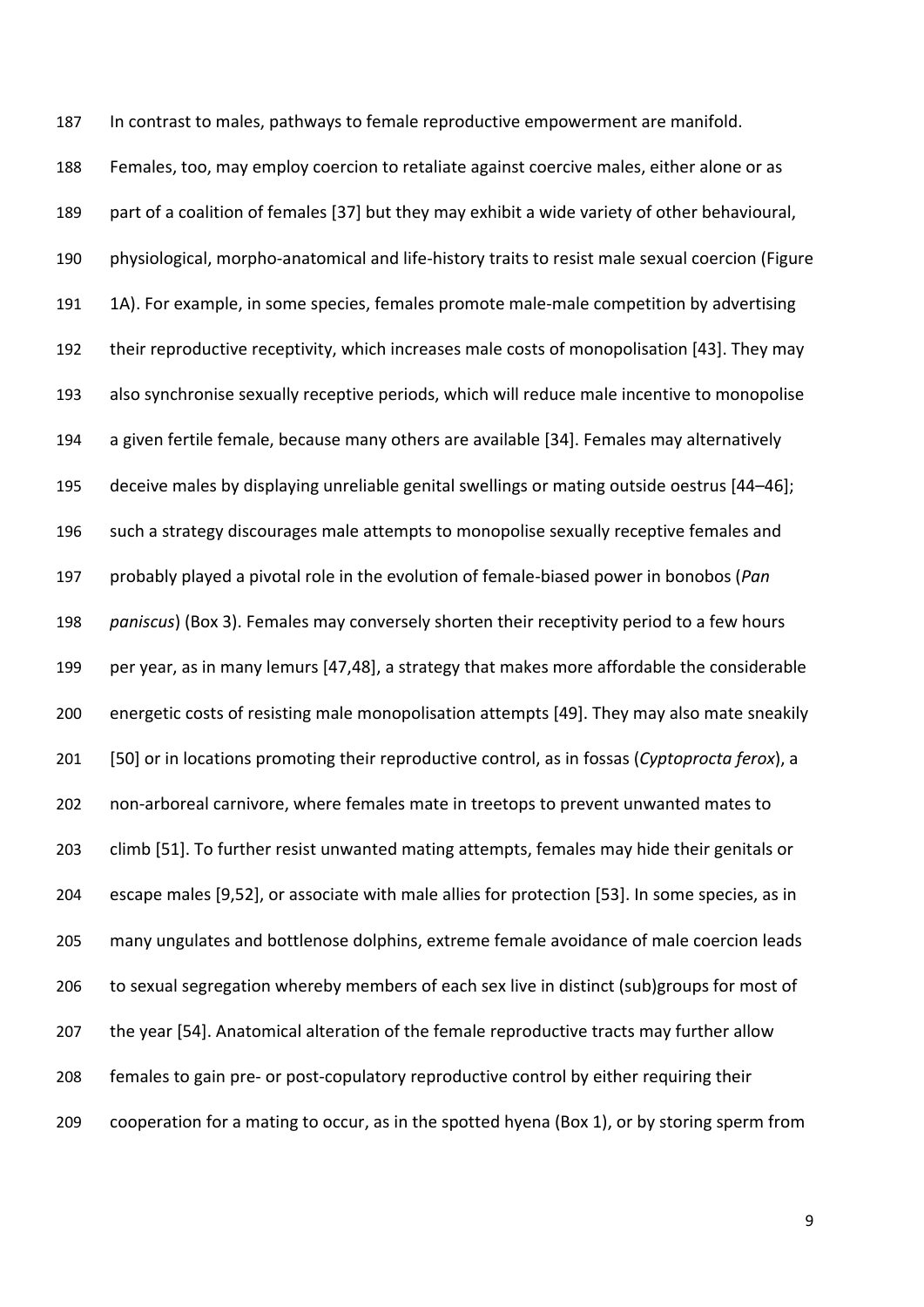In contrast to males, pathways to female reproductive empowerment are manifold. Females, too, may employ coercion to retaliate against coercive males, either alone or as part of a coalition of females [37] but they may exhibit a wide variety of other behavioural, physiological, morpho-anatomical and life-history traits to resist male sexual coercion (Figure 1A). For example, in some species, females promote male-male competition by advertising their reproductive receptivity, which increases male costs of monopolisation [43]. They may also synchronise sexually receptive periods, which will reduce male incentive to monopolise a given fertile female, because many others are available [34]. Females may alternatively deceive males by displaying unreliable genital swellings or mating outside oestrus [44–46]; such a strategy discourages male attempts to monopolise sexually receptive females and probably played a pivotal role in the evolution of female-biased power in bonobos (*Pan paniscus*) (Box 3). Females may conversely shorten their receptivity period to a few hours per year, as in many lemurs [47,48], a strategy that makes more affordable the considerable energetic costs of resisting male monopolisation attempts [49]. They may also mate sneakily [50] or in locations promoting their reproductive control, as in fossas (*Cyptoprocta ferox*), a non-arboreal carnivore, where females mate in treetops to prevent unwanted mates to climb [51]. To further resist unwanted mating attempts, females may hide their genitals or escape males [9,52], or associate with male allies for protection [53]. In some species, as in many ungulates and bottlenose dolphins, extreme female avoidance of male coercion leads to sexual segregation whereby members of each sex live in distinct (sub)groups for most of the year [54]. Anatomical alteration of the female reproductive tracts may further allow females to gain pre- or post-copulatory reproductive control by either requiring their cooperation for a mating to occur, as in the spotted hyena (Box 1), or by storing sperm from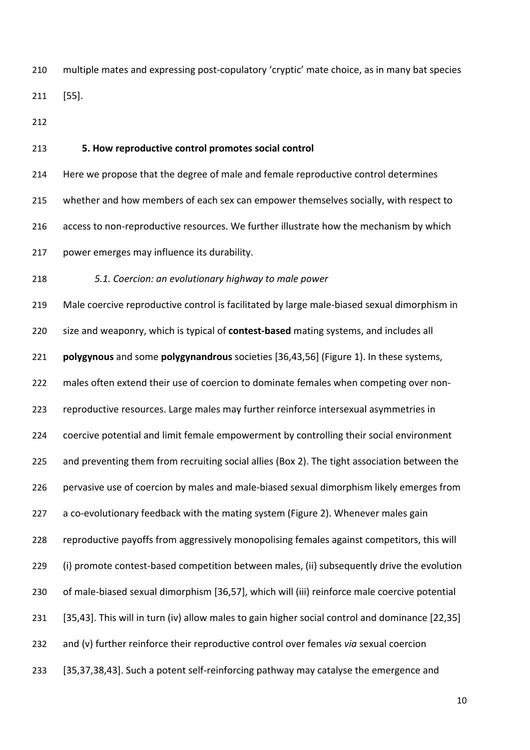multiple mates and expressing post-copulatory 'cryptic' mate choice, as in many bat species [55].

## 5. How reproductive control promotes social control

Here we propose that the degree of male and female reproductive control determines whether and how members of each sex can empower themselves socially, with respect to access to non-reproductive resources. We further illustrate how the mechanism by which power emerges may influence its durability.

### *5.1. Coercion: an evolutionary highway to male power*

Male coercive reproductive control is facilitated by large male-biased sexual dimorphism in size and weaponry, which is typical of **contest-based** mating systems, and includes all **polygynous** and some **polygynandrous** societies [36,43,56] (Figure 1). In these systems, males often extend their use of coercion to dominate females when competing over non-reproductive resources. Large males may further reinforce intersexual asymmetries in coercive potential and limit female empowerment by controlling their social environment and preventing them from recruiting social allies (Box 2). The tight association between the pervasive use of coercion by males and male-biased sexual dimorphism likely emerges from a co-evolutionary feedback with the mating system (Figure 2). Whenever males gain reproductive payoffs from aggressively monopolising females against competitors, this will (i) promote contest-based competition between males, (ii) subsequently drive the evolution of male-biased sexual dimorphism [36,57], which will (iii) reinforce male coercive potential [35,43]. This will in turn (iv) allow males to gain higher social control and dominance [22,35] and (v) further reinforce their reproductive control over females *via* sexual coercion [35,37,38,43]. Such a potent self-reinforcing pathway may catalyse the emergence and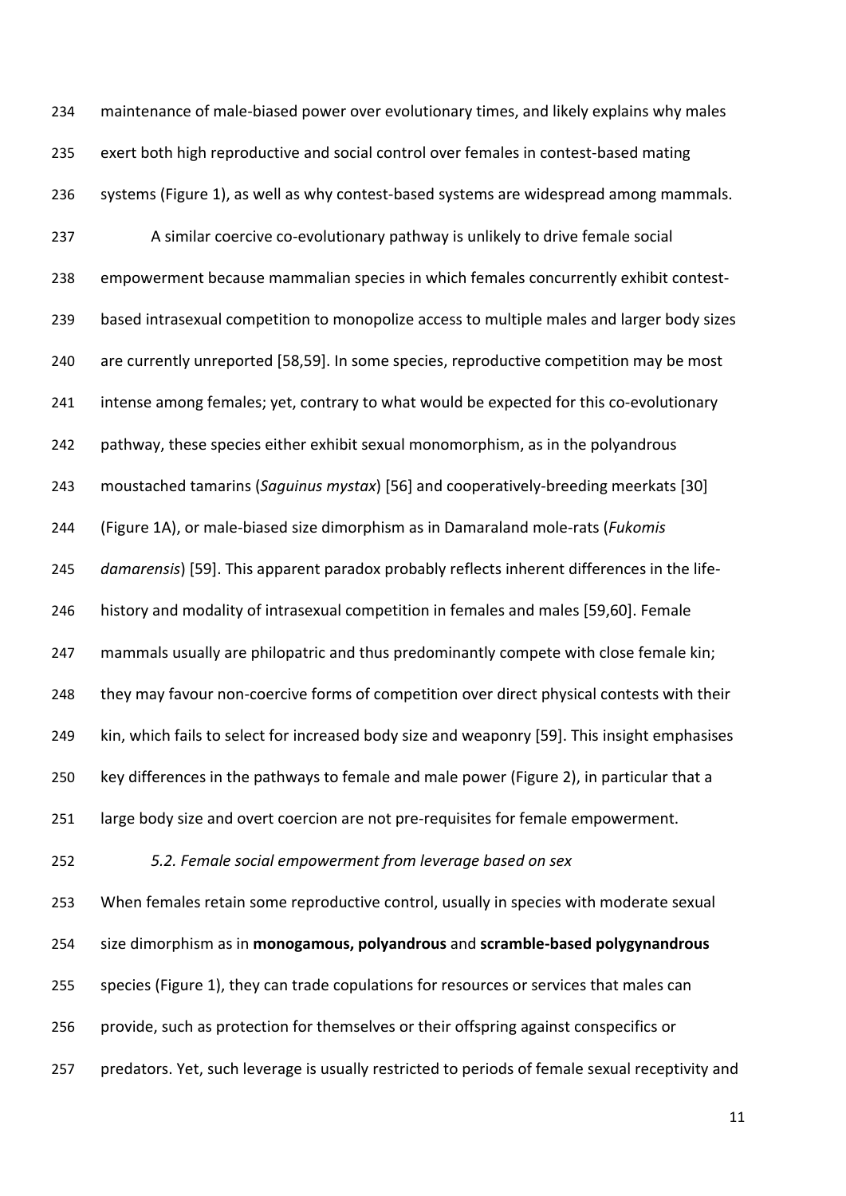maintenance of male-biased power over evolutionary times, and likely explains why males exert both high reproductive and social control over females in contest-based mating systems (Figure 1), as well as why contest-based systems are widespread among mammals.

A similar coercive co-evolutionary pathway is unlikely to drive female social empowerment because mammalian species in which females concurrently exhibit contest-based intrasexual competition to monopolize access to multiple males and larger body sizes are currently unreported [58,59]. In some species, reproductive competition may be most intense among females; yet, contrary to what would be expected for this co-evolutionary pathway, these species either exhibit sexual monomorphism, as in the polyandrous moustached tamarins (*Saguinus mystax*) [56] and cooperatively-breeding meerkats [30] (Figure 1A), or male-biased size dimorphism as in Damaraland mole-rats (*Fukomis damarensis*) [59]. This apparent paradox probably reflects inherent differences in the life-history and modality of intrasexual competition in females and males [59,60]. Female mammals usually are philopatric and thus predominantly compete with close female kin; they may favour non-coercive forms of competition over direct physical contests with their kin, which fails to select for increased body size and weaponry [59]. This insight emphasises key differences in the pathways to female and male power (Figure 2), in particular that a large body size and overt coercion are not pre-requisites for female empowerment.

### *5.2. Female social empowerment from leverage based on sex*

When females retain some reproductive control, usually in species with moderate sexual size dimorphism as in **monogamous, polyandrous** and **scramble-based polygynandrous** species (Figure 1), they can trade copulations for resources or services that males can provide, such as protection for themselves or their offspring against conspecifics or predators. Yet, such leverage is usually restricted to periods of female sexual receptivity and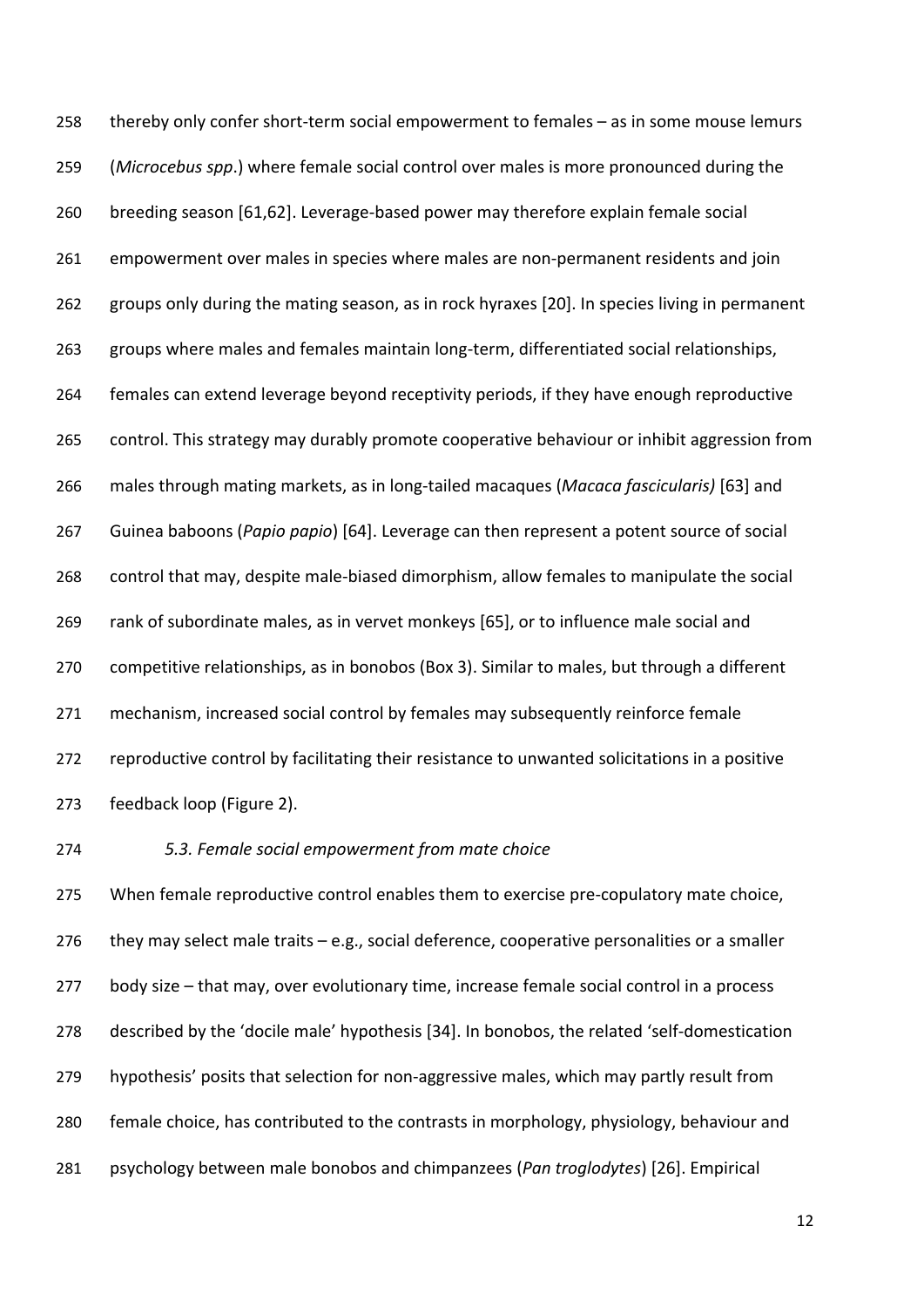thereby only confer short-term social empowerment to females – as in some mouse lemurs (*Microcebus spp*.) where female social control over males is more pronounced during the breeding season [61,62]. Leverage-based power may therefore explain female social empowerment over males in species where males are non-permanent residents and join groups only during the mating season, as in rock hyraxes [20]. In species living in permanent groups where males and females maintain long-term, differentiated social relationships, females can extend leverage beyond receptivity periods, if they have enough reproductive control. This strategy may durably promote cooperative behaviour or inhibit aggression from males through mating markets, as in long-tailed macaques (*Macaca fascicularis)* [63] and Guinea baboons (*Papio papio*) [64]. Leverage can then represent a potent source of social control that may, despite male-biased dimorphism, allow females to manipulate the social rank of subordinate males, as in vervet monkeys [65], or to influence male social and competitive relationships, as in bonobos (Box 3). Similar to males, but through a different mechanism, increased social control by females may subsequently reinforce female reproductive control by facilitating their resistance to unwanted solicitations in a positive feedback loop (Figure 2).

### *5.3. Female social empowerment from mate choice*

When female reproductive control enables them to exercise pre-copulatory mate choice, they may select male traits – e.g., social deference, cooperative personalities or a smaller body size – that may, over evolutionary time, increase female social control in a process described by the 'docile male' hypothesis [34]. In bonobos, the related 'self-domestication hypothesis' posits that selection for non-aggressive males, which may partly result from female choice, has contributed to the contrasts in morphology, physiology, behaviour and psychology between male bonobos and chimpanzees (*Pan troglodytes*) [26]. Empirical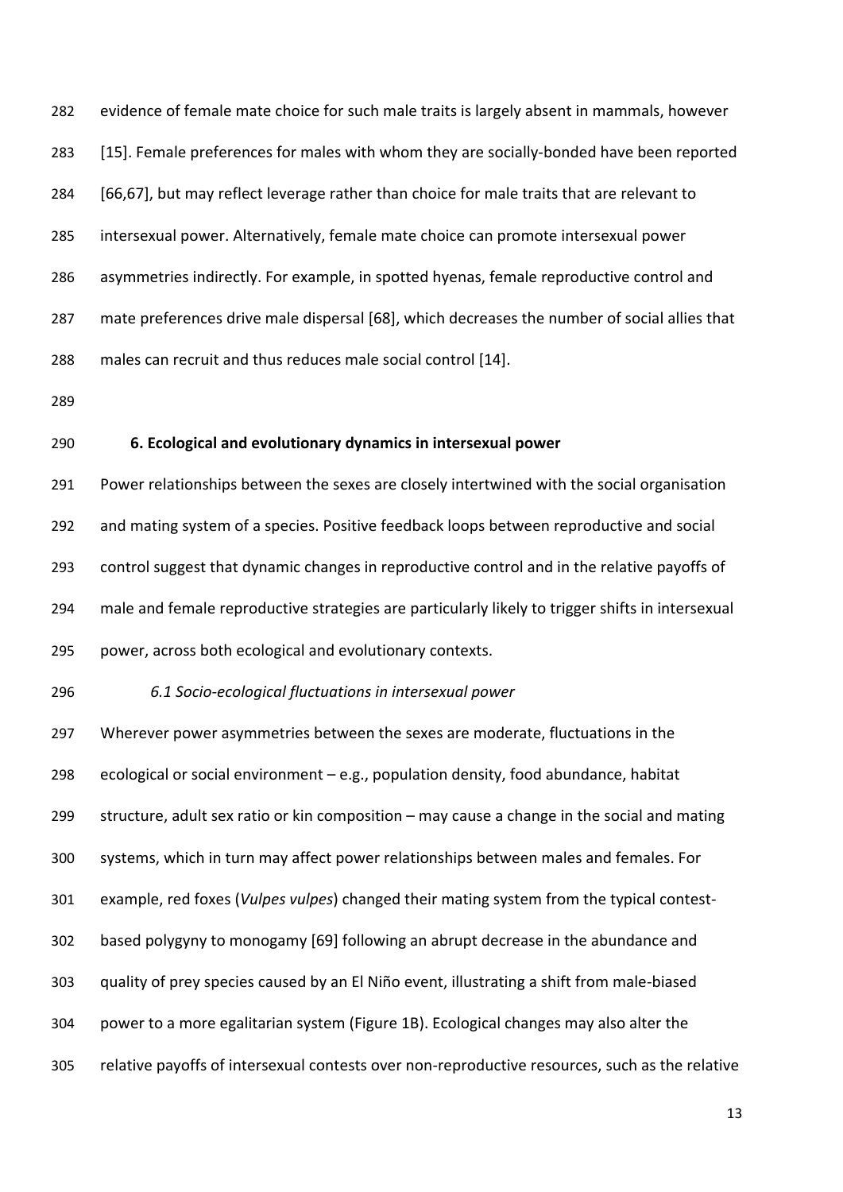evidence of female mate choice for such male traits is largely absent in mammals, however [15]. Female preferences for males with whom they are socially-bonded have been reported [66,67], but may reflect leverage rather than choice for male traits that are relevant to intersexual power. Alternatively, female mate choice can promote intersexual power asymmetries indirectly. For example, in spotted hyenas, female reproductive control and mate preferences drive male dispersal [68], which decreases the number of social allies that males can recruit and thus reduces male social control [14].

## 6. Ecological and evolutionary dynamics in intersexual power

Power relationships between the sexes are closely intertwined with the social organisation and mating system of a species. Positive feedback loops between reproductive and social control suggest that dynamic changes in reproductive control and in the relative payoffs of male and female reproductive strategies are particularly likely to trigger shifts in intersexual power, across both ecological and evolutionary contexts.

### *6.1 Socio-ecological fluctuations in intersexual power*

Wherever power asymmetries between the sexes are moderate, fluctuations in the ecological or social environment – e.g., population density, food abundance, habitat structure, adult sex ratio or kin composition – may cause a change in the social and mating systems, which in turn may affect power relationships between males and females. For example, red foxes (*Vulpes vulpes*) changed their mating system from the typical contest-based polygyny to monogamy [69] following an abrupt decrease in the abundance and quality of prey species caused by an El Niño event, illustrating a shift from male-biased power to a more egalitarian system (Figure 1B). Ecological changes may also alter the relative payoffs of intersexual contests over non-reproductive resources, such as the relative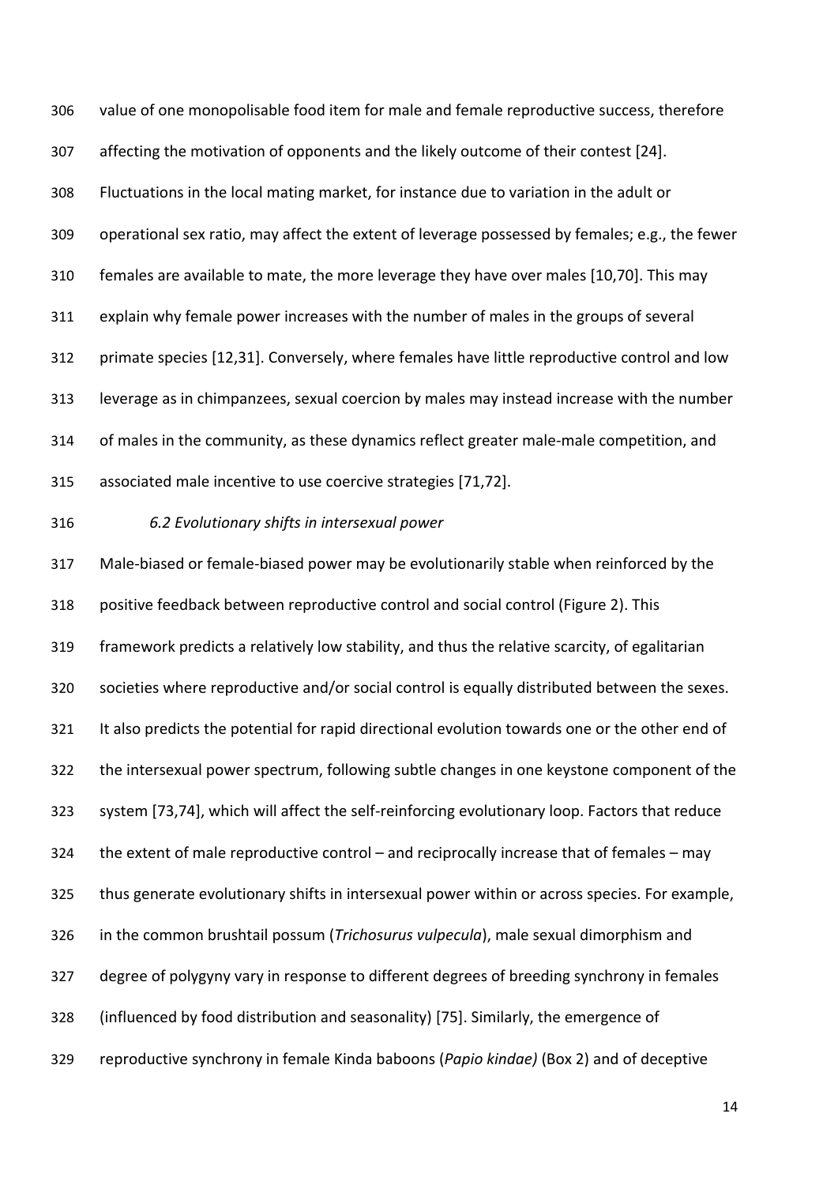value of one monopolisable food item for male and female reproductive success, therefore affecting the motivation of opponents and the likely outcome of their contest [24]. Fluctuations in the local mating market, for instance due to variation in the adult or operational sex ratio, may affect the extent of leverage possessed by females; e.g., the fewer females are available to mate, the more leverage they have over males [10,70]. This may explain why female power increases with the number of males in the groups of several primate species [12,31]. Conversely, where females have little reproductive control and low leverage as in chimpanzees, sexual coercion by males may instead increase with the number of males in the community, as these dynamics reflect greater male-male competition, and associated male incentive to use coercive strategies [71,72].

### *6.2 Evolutionary shifts in intersexual power*

Male-biased or female-biased power may be evolutionarily stable when reinforced by the positive feedback between reproductive control and social control (Figure 2). This framework predicts a relatively low stability, and thus the relative scarcity, of egalitarian societies where reproductive and/or social control is equally distributed between the sexes. It also predicts the potential for rapid directional evolution towards one or the other end of the intersexual power spectrum, following subtle changes in one keystone component of the system [73,74], which will affect the self-reinforcing evolutionary loop. Factors that reduce the extent of male reproductive control – and reciprocally increase that of females – may thus generate evolutionary shifts in intersexual power within or across species. For example, in the common brushtail possum (*Trichosurus vulpecula*), male sexual dimorphism and degree of polygyny vary in response to different degrees of breeding synchrony in females (influenced by food distribution and seasonality) [75]. Similarly, the emergence of reproductive synchrony in female Kinda baboons (*Papio kindae)* (Box 2) and of deceptive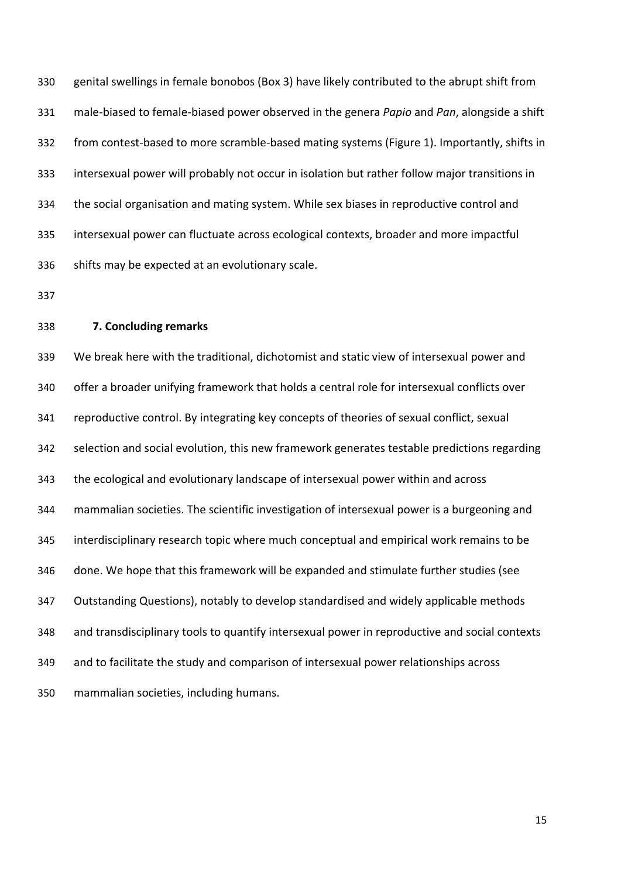genital swellings in female bonobos (Box 3) have likely contributed to the abrupt shift from male-biased to female-biased power observed in the genera *Papio* and *Pan*, alongside a shift from contest-based to more scramble-based mating systems (Figure 1). Importantly, shifts in intersexual power will probably not occur in isolation but rather follow major transitions in the social organisation and mating system. While sex biases in reproductive control and intersexual power can fluctuate across ecological contexts, broader and more impactful shifts may be expected at an evolutionary scale.

## 7. Concluding remarks

We break here with the traditional, dichotomist and static view of intersexual power and offer a broader unifying framework that holds a central role for intersexual conflicts over reproductive control. By integrating key concepts of theories of sexual conflict, sexual selection and social evolution, this new framework generates testable predictions regarding the ecological and evolutionary landscape of intersexual power within and across mammalian societies. The scientific investigation of intersexual power is a burgeoning and interdisciplinary research topic where much conceptual and empirical work remains to be done. We hope that this framework will be expanded and stimulate further studies (see Outstanding Questions), notably to develop standardised and widely applicable methods and transdisciplinary tools to quantify intersexual power in reproductive and social contexts and to facilitate the study and comparison of intersexual power relationships across mammalian societies, including humans.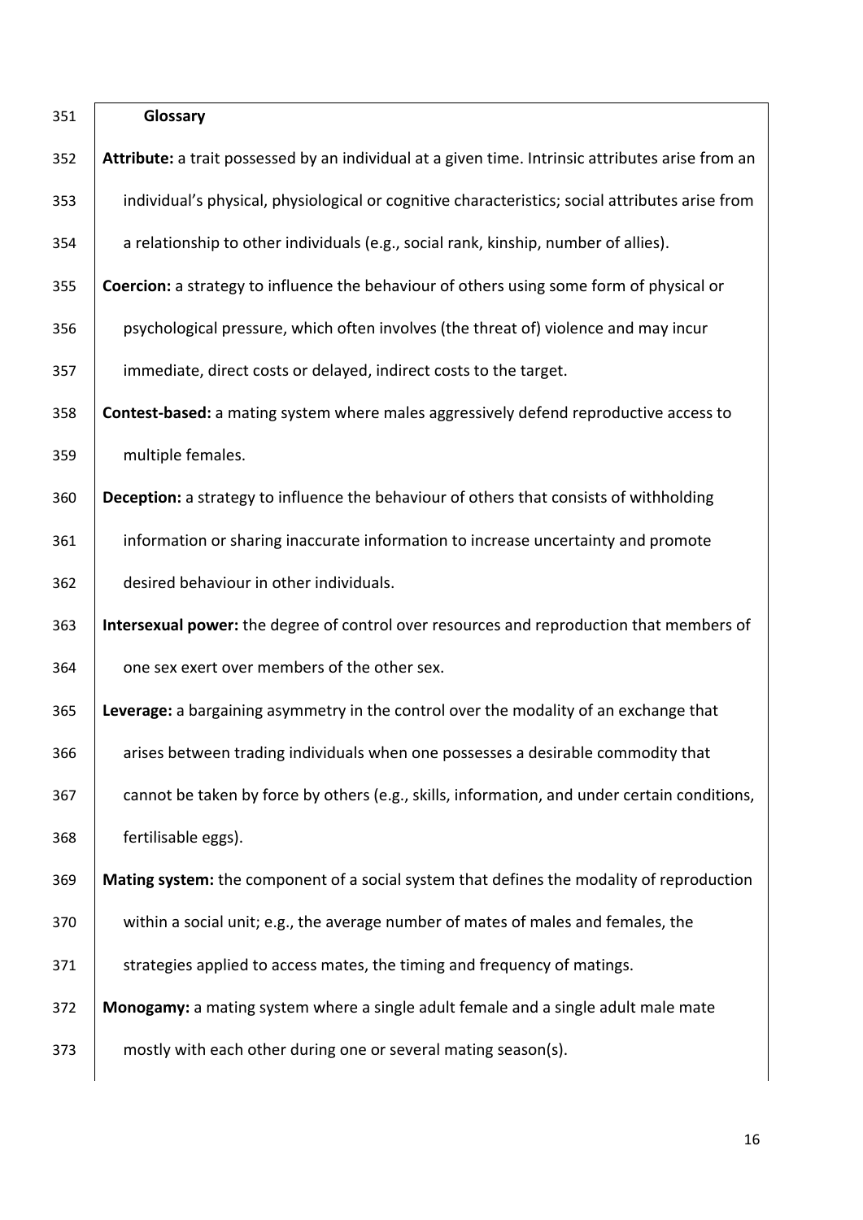## Glossary

**Attribute:** a trait possessed by an individual at a given time. Intrinsic attributes arise from an individual's physical, physiological or cognitive characteristics; social attributes arise from a relationship to other individuals (e.g., social rank, kinship, number of allies).

**Coercion:** a strategy to influence the behaviour of others using some form of physical or psychological pressure, which often involves (the threat of) violence and may incur immediate, direct costs or delayed, indirect costs to the target.

**Contest-based:** a mating system where males aggressively defend reproductive access to multiple females.

**Deception:** a strategy to influence the behaviour of others that consists of withholding information or sharing inaccurate information to increase uncertainty and promote desired behaviour in other individuals.

**Intersexual power:** the degree of control over resources and reproduction that members of one sex exert over members of the other sex.

**Leverage:** a bargaining asymmetry in the control over the modality of an exchange that arises between trading individuals when one possesses a desirable commodity that cannot be taken by force by others (e.g., skills, information, and under certain conditions, fertilisable eggs).

**Mating system:** the component of a social system that defines the modality of reproduction within a social unit; e.g., the average number of mates of males and females, the strategies applied to access mates, the timing and frequency of matings.

**Monogamy:** a mating system where a single adult female and a single adult male mate mostly with each other during one or several mating season(s).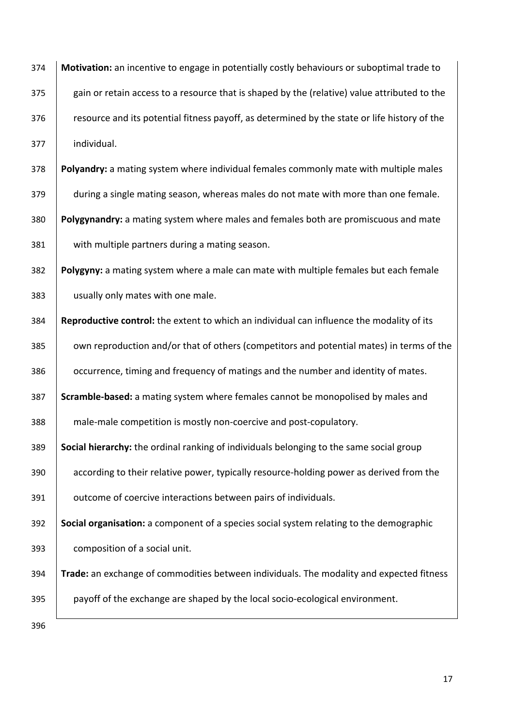**Motivation:** an incentive to engage in potentially costly behaviours or suboptimal trade to gain or retain access to a resource that is shaped by the (relative) value attributed to the resource and its potential fitness payoff, as determined by the state or life history of the individual.

**Polyandry:** a mating system where individual females commonly mate with multiple males during a single mating season, whereas males do not mate with more than one female.

**Polygynandry:** a mating system where males and females both are promiscuous and mate with multiple partners during a mating season.

**Polygyny:** a mating system where a male can mate with multiple females but each female usually only mates with one male.

**Reproductive control:** the extent to which an individual can influence the modality of its own reproduction and/or that of others (competitors and potential mates) in terms of the occurrence, timing and frequency of matings and the number and identity of mates.

**Scramble-based:** a mating system where females cannot be monopolised by males and male-male competition is mostly non-coercive and post-copulatory.

**Social hierarchy:** the ordinal ranking of individuals belonging to the same social group according to their relative power, typically resource-holding power as derived from the outcome of coercive interactions between pairs of individuals.

**Social organisation:** a component of a species social system relating to the demographic composition of a social unit.

**Trade:** an exchange of commodities between individuals. The modality and expected fitness payoff of the exchange are shaped by the local socio-ecological environment.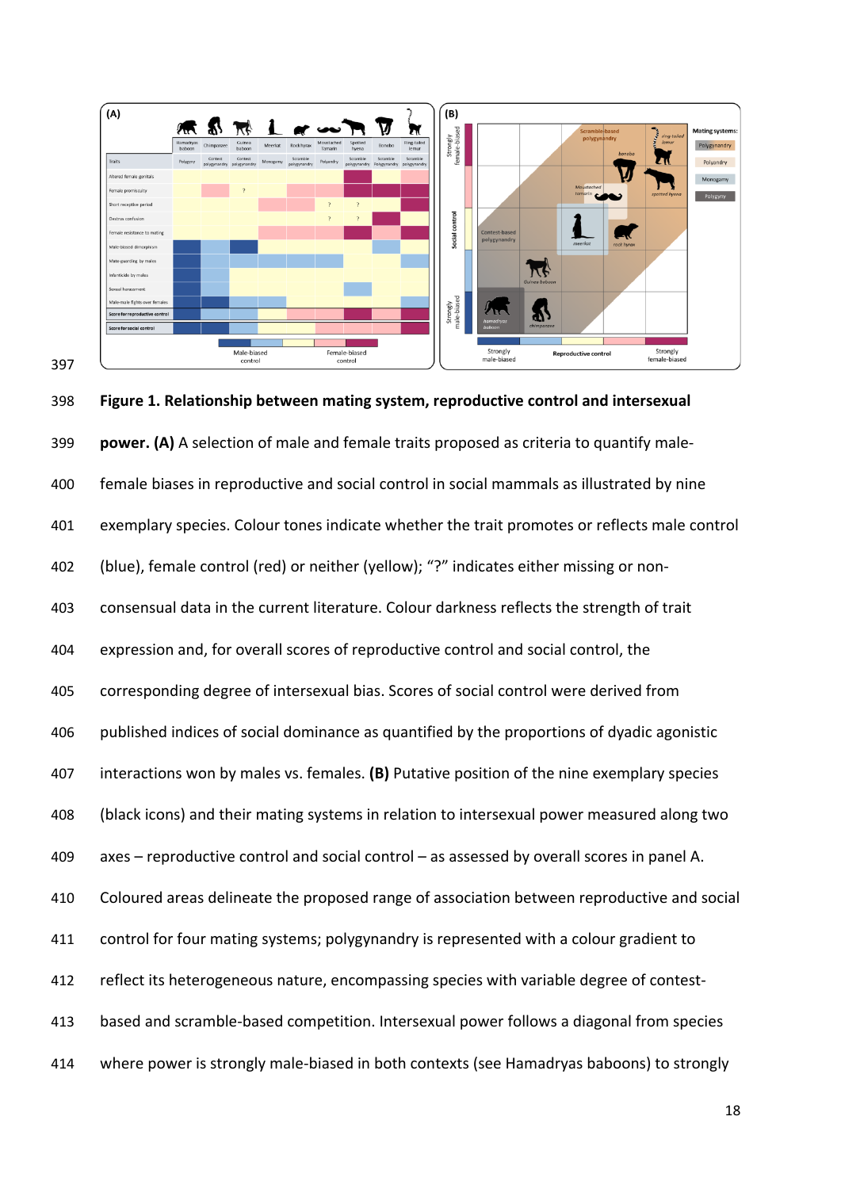**Figure 1. Relationship between mating system, reproductive control and intersexual power. (A)** A selection of male and female traits proposed as criteria to quantify male-female biases in reproductive and social control in social mammals as illustrated by nine exemplary species. Colour tones indicate whether the trait promotes or reflects male control (blue), female control (red) or neither (yellow); "?" indicates either missing or non-consensual data in the current literature. Colour darkness reflects the strength of trait expression and, for overall scores of reproductive control and social control, the corresponding degree of intersexual bias. Scores of social control were derived from published indices of social dominance as quantified by the proportions of dyadic agonistic interactions won by males vs. females. **(B)** Putative position of the nine exemplary species (black icons) and their mating systems in relation to intersexual power measured along two axes – reproductive control and social control – as assessed by overall scores in panel A. Coloured areas delineate the proposed range of association between reproductive and social control for four mating systems; polygynandry is represented with a colour gradient to reflect its heterogeneous nature, encompassing species with variable degree of contest-based and scramble-based competition. Intersexual power follows a diagonal from species where power is strongly male-biased in both contexts (see Hamadryas baboons) to strongly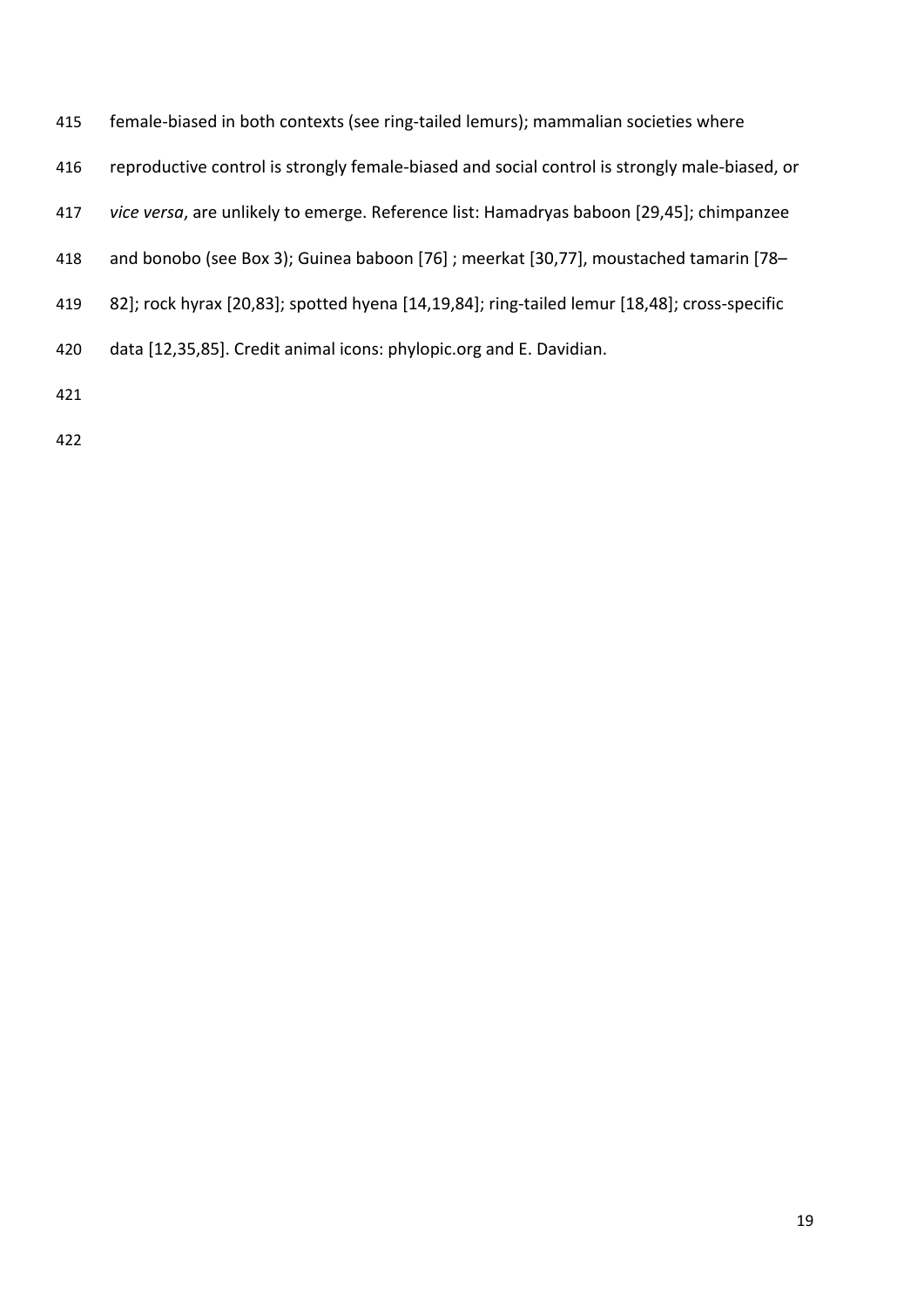female-biased in both contexts (see ring-tailed lemurs); mammalian societies where reproductive control is strongly female-biased and social control is strongly male-biased, or *vice versa*, are unlikely to emerge. Reference list: Hamadryas baboon [29,45]; chimpanzee and bonobo (see Box 3); Guinea baboon [76] ; meerkat [30,77], moustached tamarin [78–82]; rock hyrax [20,83]; spotted hyena [14,19,84]; ring-tailed lemur [18,48]; cross-specific data [12,35,85]. Credit animal icons: phylopic.org and E. Davidian.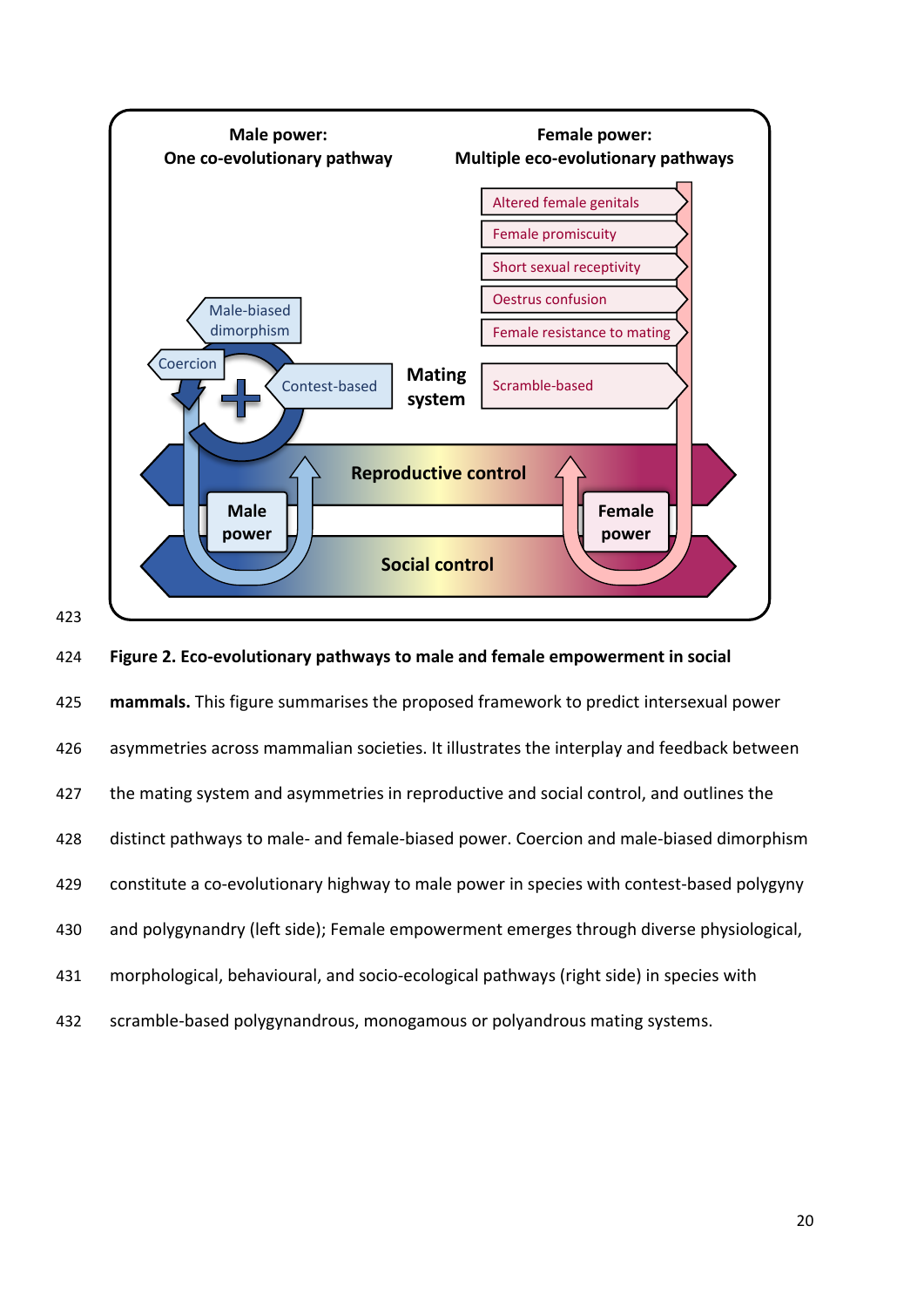**Figure 2. Eco-evolutionary pathways to male and female empowerment in social mammals.** This figure summarises the proposed framework to predict intersexual power asymmetries across mammalian societies. It illustrates the interplay and feedback between the mating system and asymmetries in reproductive and social control, and outlines the distinct pathways to male- and female-biased power. Coercion and male-biased dimorphism constitute a co-evolutionary highway to male power in species with contest-based polygyny and polygynandry (left side); Female empowerment emerges through diverse physiological, morphological, behavioural, and socio-ecological pathways (right side) in species with scramble-based polygynandrous, monogamous or polyandrous mating systems.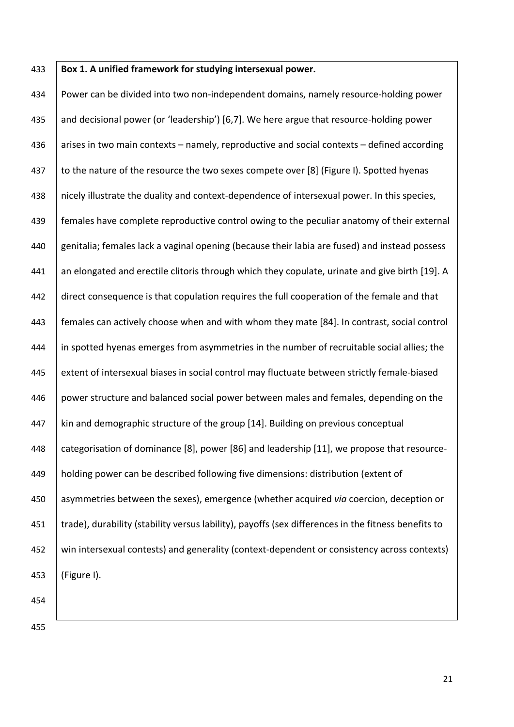**Box 1. A unified framework for studying intersexual power.**

Power can be divided into two non-independent domains, namely resource-holding power and decisional power (or 'leadership') [6,7]. We here argue that resource-holding power arises in two main contexts – namely, reproductive and social contexts – defined according to the nature of the resource the two sexes compete over [8] (Figure I). Spotted hyenas nicely illustrate the duality and context-dependence of intersexual power. In this species, females have complete reproductive control owing to the peculiar anatomy of their external genitalia; females lack a vaginal opening (because their labia are fused) and instead possess an elongated and erectile clitoris through which they copulate, urinate and give birth [19]. A direct consequence is that copulation requires the full cooperation of the female and that females can actively choose when and with whom they mate [84]. In contrast, social control in spotted hyenas emerges from asymmetries in the number of recruitable social allies; the extent of intersexual biases in social control may fluctuate between strictly female-biased power structure and balanced social power between males and females, depending on the kin and demographic structure of the group [14]. Building on previous conceptual categorisation of dominance [8], power [86] and leadership [11], we propose that resource-holding power can be described following five dimensions: distribution (extent of asymmetries between the sexes), emergence (whether acquired *via* coercion, deception or trade), durability (stability versus lability), payoffs (sex differences in the fitness benefits to win intersexual contests) and generality (context-dependent or consistency across contexts) (Figure I).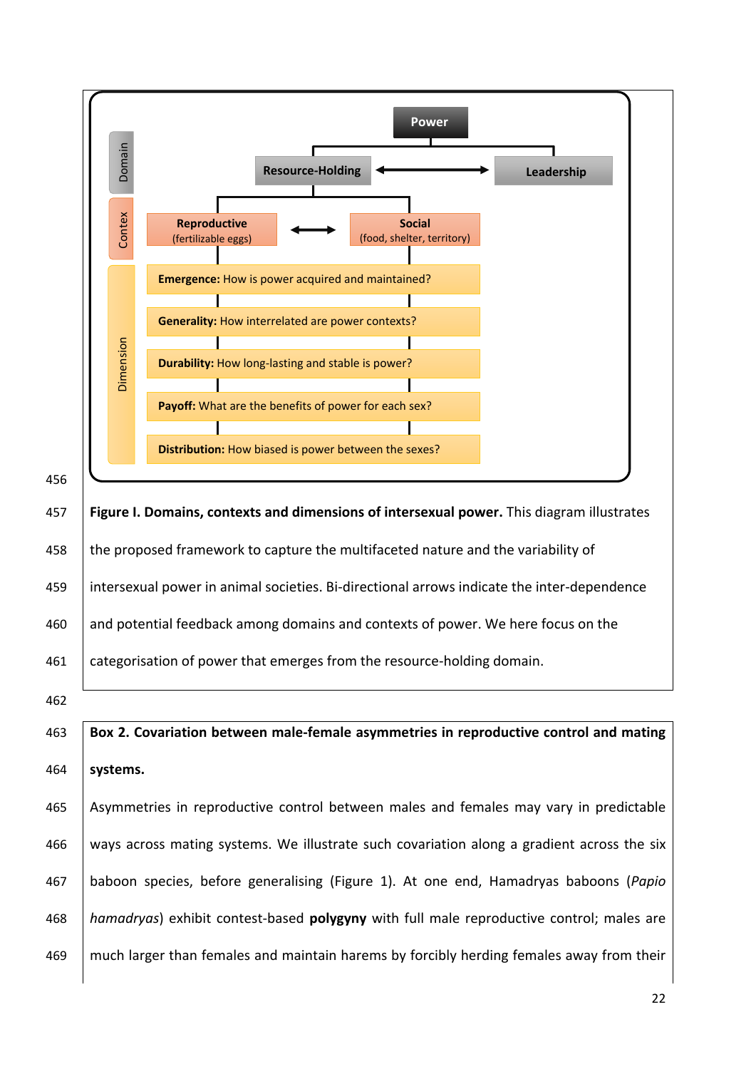**Power**

- **Domain:** Resource-Holding ↔ Leadership
- **Contex:** Reproductive (fertilizable eggs) ↔ Social (food, shelter, territory)
- **Dimension:**
  - **Emergence:** How is power acquired and maintained?
  - **Generality:** How interrelated are power contexts?
  - **Durability:** How long-lasting and stable is power?
  - **Payoff:** What are the benefits of power for each sex?
  - **Distribution:** How biased is power between the sexes?

**Figure I. Domains, contexts and dimensions of intersexual power.** This diagram illustrates the proposed framework to capture the multifaceted nature and the variability of intersexual power in animal societies. Bi-directional arrows indicate the inter-dependence and potential feedback among domains and contexts of power. We here focus on the categorisation of power that emerges from the resource-holding domain.

**Box 2. Covariation between male-female asymmetries in reproductive control and mating systems.**

Asymmetries in reproductive control between males and females may vary in predictable ways across mating systems. We illustrate such covariation along a gradient across the six baboon species, before generalising (Figure 1). At one end, Hamadryas baboons (*Papio hamadryas*) exhibit contest-based **polygyny** with full male reproductive control; males are much larger than females and maintain harems by forcibly herding females away from their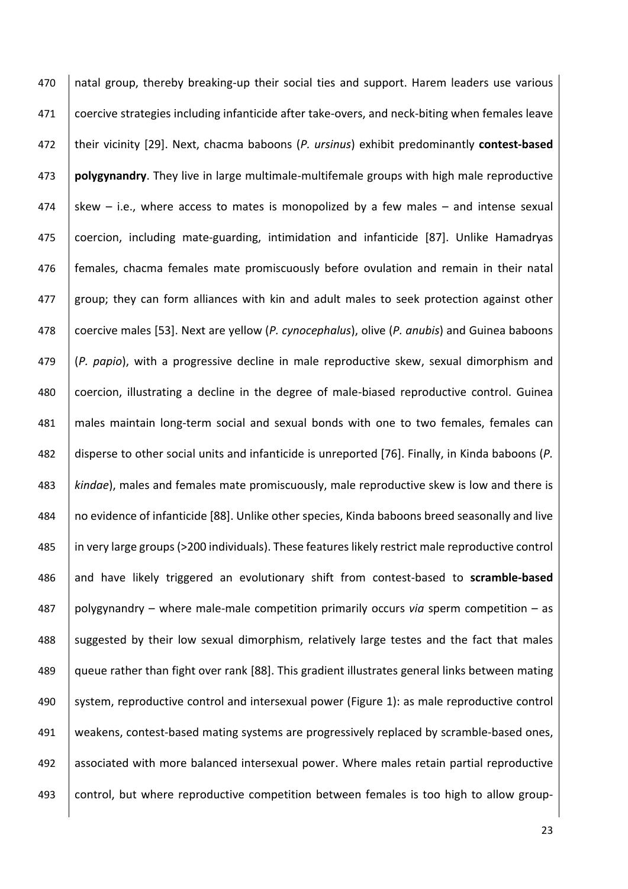natal group, thereby breaking-up their social ties and support. Harem leaders use various coercive strategies including infanticide after take-overs, and neck-biting when females leave their vicinity [29]. Next, chacma baboons (*P. ursinus*) exhibit predominantly **contest-based polygynandry**. They live in large multimale-multifemale groups with high male reproductive skew – i.e., where access to mates is monopolized by a few males – and intense sexual coercion, including mate-guarding, intimidation and infanticide [87]. Unlike Hamadryas females, chacma females mate promiscuously before ovulation and remain in their natal group; they can form alliances with kin and adult males to seek protection against other coercive males [53]. Next are yellow (*P. cynocephalus*), olive (*P. anubis*) and Guinea baboons (*P. papio*), with a progressive decline in male reproductive skew, sexual dimorphism and coercion, illustrating a decline in the degree of male-biased reproductive control. Guinea males maintain long-term social and sexual bonds with one to two females, females can disperse to other social units and infanticide is unreported [76]. Finally, in Kinda baboons (*P. kindae*), males and females mate promiscuously, male reproductive skew is low and there is no evidence of infanticide [88]. Unlike other species, Kinda baboons breed seasonally and live in very large groups (>200 individuals). These features likely restrict male reproductive control and have likely triggered an evolutionary shift from contest-based to **scramble-based** polygynandry – where male-male competition primarily occurs *via* sperm competition – as suggested by their low sexual dimorphism, relatively large testes and the fact that males queue rather than fight over rank [88]. This gradient illustrates general links between mating system, reproductive control and intersexual power (Figure 1): as male reproductive control weakens, contest-based mating systems are progressively replaced by scramble-based ones, associated with more balanced intersexual power. Where males retain partial reproductive control, but where reproductive competition between females is too high to allow group-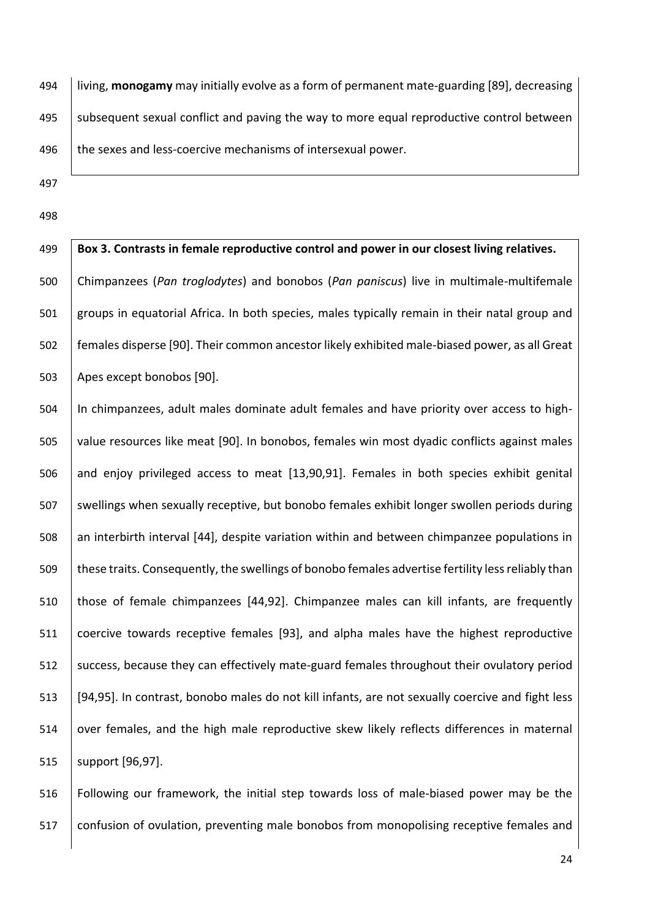living, **monogamy** may initially evolve as a form of permanent mate-guarding [89], decreasing subsequent sexual conflict and paving the way to more equal reproductive control between the sexes and less-coercive mechanisms of intersexual power.

**Box 3. Contrasts in female reproductive control and power in our closest living relatives.**

Chimpanzees (*Pan troglodytes*) and bonobos (*Pan paniscus*) live in multimale-multifemale groups in equatorial Africa. In both species, males typically remain in their natal group and females disperse [90]. Their common ancestor likely exhibited male-biased power, as all Great Apes except bonobos [90].

In chimpanzees, adult males dominate adult females and have priority over access to high-value resources like meat [90]. In bonobos, females win most dyadic conflicts against males and enjoy privileged access to meat [13,90,91]. Females in both species exhibit genital swellings when sexually receptive, but bonobo females exhibit longer swollen periods during an interbirth interval [44], despite variation within and between chimpanzee populations in these traits. Consequently, the swellings of bonobo females advertise fertility less reliably than those of female chimpanzees [44,92]. Chimpanzee males can kill infants, are frequently coercive towards receptive females [93], and alpha males have the highest reproductive success, because they can effectively mate-guard females throughout their ovulatory period [94,95]. In contrast, bonobo males do not kill infants, are not sexually coercive and fight less over females, and the high male reproductive skew likely reflects differences in maternal support [96,97].

Following our framework, the initial step towards loss of male-biased power may be the confusion of ovulation, preventing male bonobos from monopolising receptive females and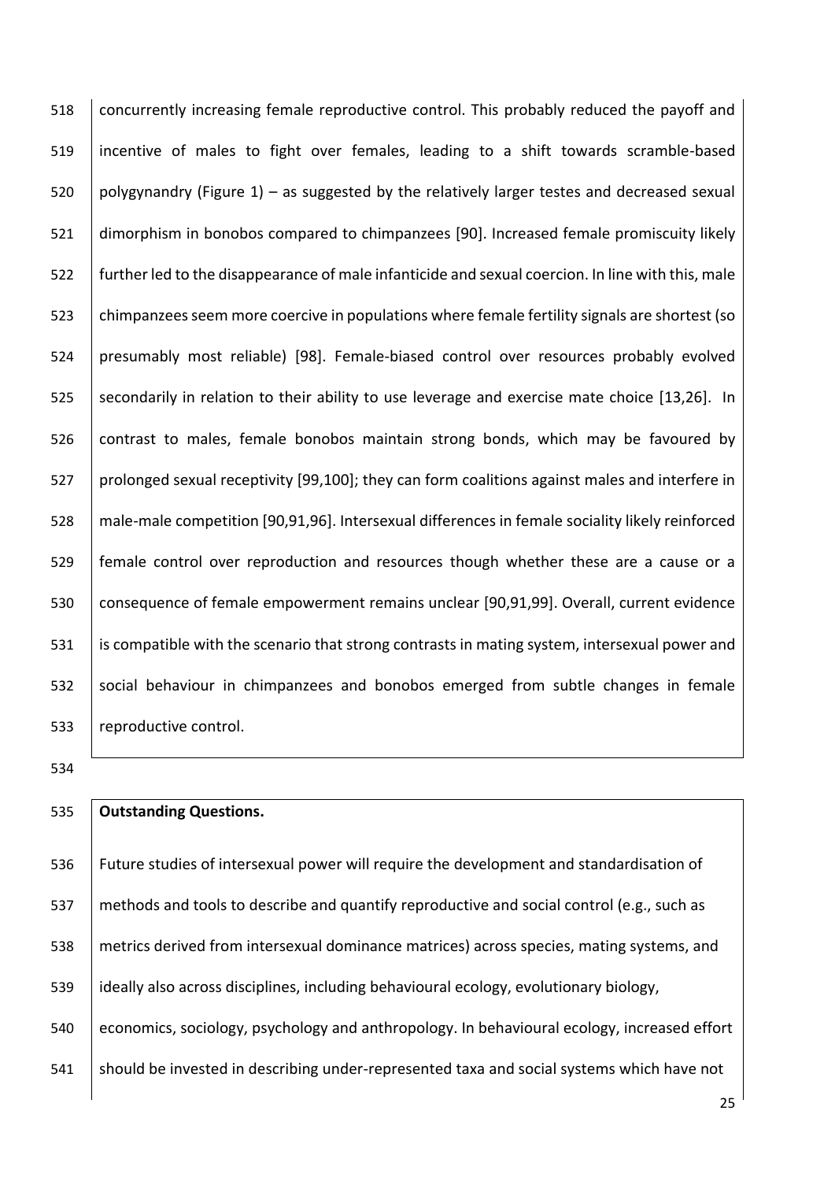concurrently increasing female reproductive control. This probably reduced the payoff and incentive of males to fight over females, leading to a shift towards scramble-based polygynandry (Figure 1) – as suggested by the relatively larger testes and decreased sexual dimorphism in bonobos compared to chimpanzees [90]. Increased female promiscuity likely further led to the disappearance of male infanticide and sexual coercion. In line with this, male chimpanzees seem more coercive in populations where female fertility signals are shortest (so presumably most reliable) [98]. Female-biased control over resources probably evolved secondarily in relation to their ability to use leverage and exercise mate choice [13,26]. In contrast to males, female bonobos maintain strong bonds, which may be favoured by prolonged sexual receptivity [99,100]; they can form coalitions against males and interfere in male-male competition [90,91,96]. Intersexual differences in female sociality likely reinforced female control over reproduction and resources though whether these are a cause or a consequence of female empowerment remains unclear [90,91,99]. Overall, current evidence is compatible with the scenario that strong contrasts in mating system, intersexual power and social behaviour in chimpanzees and bonobos emerged from subtle changes in female reproductive control.

**Outstanding Questions.**

Future studies of intersexual power will require the development and standardisation of methods and tools to describe and quantify reproductive and social control (e.g., such as metrics derived from intersexual dominance matrices) across species, mating systems, and ideally also across disciplines, including behavioural ecology, evolutionary biology, economics, sociology, psychology and anthropology. In behavioural ecology, increased effort should be invested in describing under-represented taxa and social systems which have not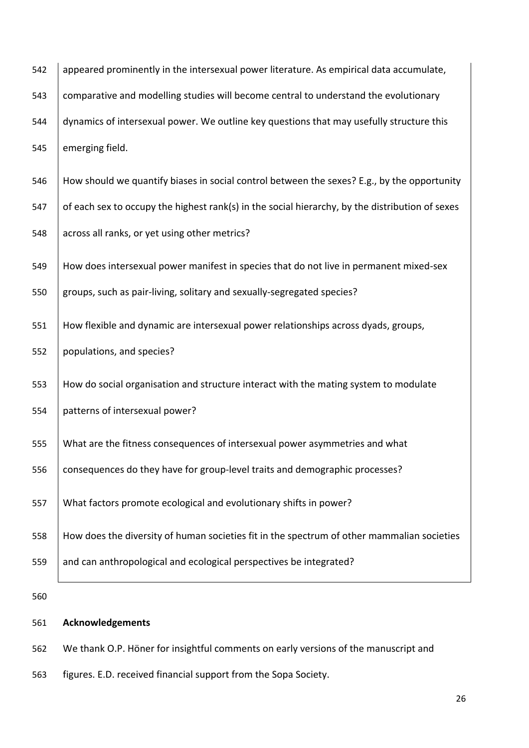appeared prominently in the intersexual power literature. As empirical data accumulate, comparative and modelling studies will become central to understand the evolutionary dynamics of intersexual power. We outline key questions that may usefully structure this emerging field.

How should we quantify biases in social control between the sexes? E.g., by the opportunity of each sex to occupy the highest rank(s) in the social hierarchy, by the distribution of sexes across all ranks, or yet using other metrics?

How does intersexual power manifest in species that do not live in permanent mixed-sex groups, such as pair-living, solitary and sexually-segregated species?

How flexible and dynamic are intersexual power relationships across dyads, groups, populations, and species?

How do social organisation and structure interact with the mating system to modulate patterns of intersexual power?

What are the fitness consequences of intersexual power asymmetries and what consequences do they have for group-level traits and demographic processes?

What factors promote ecological and evolutionary shifts in power?

How does the diversity of human societies fit in the spectrum of other mammalian societies and can anthropological and ecological perspectives be integrated?

## Acknowledgements

We thank O.P. Höner for insightful comments on early versions of the manuscript and figures. E.D. received financial support from the Sopa Society.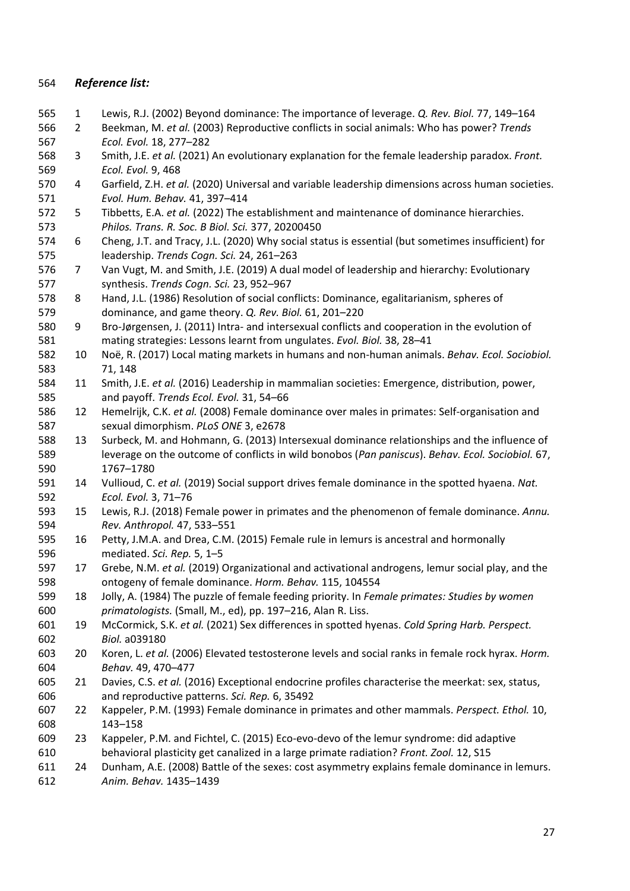***Reference list:***

1. Lewis, R.J. (2002) Beyond dominance: The importance of leverage. *Q. Rev. Biol.* 77, 149–164
2. Beekman, M. *et al.* (2003) Reproductive conflicts in social animals: Who has power? *Trends Ecol. Evol.* 18, 277–282
3. Smith, J.E. *et al.* (2021) An evolutionary explanation for the female leadership paradox. *Front. Ecol. Evol.* 9, 468
4. Garfield, Z.H. *et al.* (2020) Universal and variable leadership dimensions across human societies. *Evol. Hum. Behav.* 41, 397–414
5. Tibbetts, E.A. *et al.* (2022) The establishment and maintenance of dominance hierarchies. *Philos. Trans. R. Soc. B Biol. Sci.* 377, 20200450
6. Cheng, J.T. and Tracy, J.L. (2020) Why social status is essential (but sometimes insufficient) for leadership. *Trends Cogn. Sci.* 24, 261–263
7. Van Vugt, M. and Smith, J.E. (2019) A dual model of leadership and hierarchy: Evolutionary synthesis. *Trends Cogn. Sci.* 23, 952–967
8. Hand, J.L. (1986) Resolution of social conflicts: Dominance, egalitarianism, spheres of dominance, and game theory. *Q. Rev. Biol.* 61, 201–220
9. Bro-Jørgensen, J. (2011) Intra- and intersexual conflicts and cooperation in the evolution of mating strategies: Lessons learnt from ungulates. *Evol. Biol.* 38, 28–41
10. Noë, R. (2017) Local mating markets in humans and non-human animals. *Behav. Ecol. Sociobiol.* 71, 148
11. Smith, J.E. *et al.* (2016) Leadership in mammalian societies: Emergence, distribution, power, and payoff. *Trends Ecol. Evol.* 31, 54–66
12. Hemelrijk, C.K. *et al.* (2008) Female dominance over males in primates: Self-organisation and sexual dimorphism. *PLoS ONE* 3, e2678
13. Surbeck, M. and Hohmann, G. (2013) Intersexual dominance relationships and the influence of leverage on the outcome of conflicts in wild bonobos (*Pan paniscus*). *Behav. Ecol. Sociobiol.* 67, 1767–1780
14. Vullioud, C. *et al.* (2019) Social support drives female dominance in the spotted hyaena. *Nat. Ecol. Evol.* 3, 71–76
15. Lewis, R.J. (2018) Female power in primates and the phenomenon of female dominance. *Annu. Rev. Anthropol.* 47, 533–551
16. Petty, J.M.A. and Drea, C.M. (2015) Female rule in lemurs is ancestral and hormonally mediated. *Sci. Rep.* 5, 1–5
17. Grebe, N.M. *et al.* (2019) Organizational and activational androgens, lemur social play, and the ontogeny of female dominance. *Horm. Behav.* 115, 104554
18. Jolly, A. (1984) The puzzle of female feeding priority. In *Female primates: Studies by women primatologists.* (Small, M., ed), pp. 197–216, Alan R. Liss.
19. McCormick, S.K. *et al.* (2021) Sex differences in spotted hyenas. *Cold Spring Harb. Perspect. Biol.* a039180
20. Koren, L. *et al.* (2006) Elevated testosterone levels and social ranks in female rock hyrax. *Horm. Behav.* 49, 470–477
21. Davies, C.S. *et al.* (2016) Exceptional endocrine profiles characterise the meerkat: sex, status, and reproductive patterns. *Sci. Rep.* 6, 35492
22. Kappeler, P.M. (1993) Female dominance in primates and other mammals. *Perspect. Ethol.* 10, 143–158
23. Kappeler, P.M. and Fichtel, C. (2015) Eco-evo-devo of the lemur syndrome: did adaptive behavioral plasticity get canalized in a large primate radiation? *Front. Zool.* 12, S15
24. Dunham, A.E. (2008) Battle of the sexes: cost asymmetry explains female dominance in lemurs. *Anim. Behav.* 1435–1439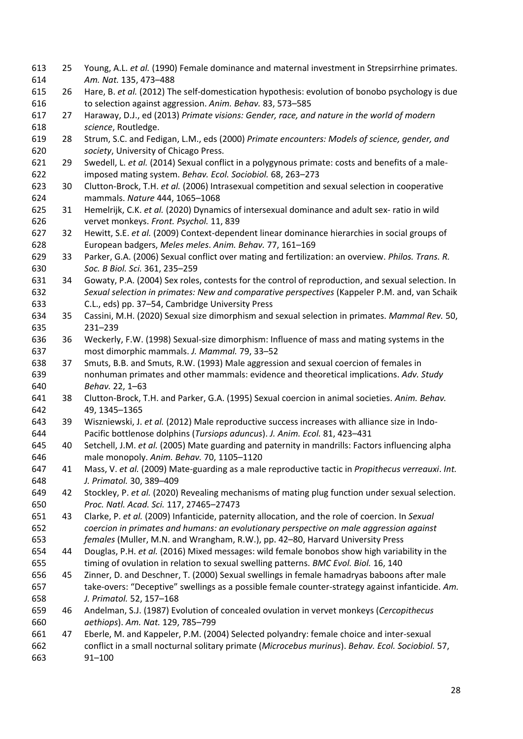25 Young, A.L. *et al.* (1990) Female dominance and maternal investment in Strepsirrhine primates. *Am. Nat.* 135, 473–488

26 Hare, B. *et al.* (2012) The self-domestication hypothesis: evolution of bonobo psychology is due to selection against aggression. *Anim. Behav.* 83, 573–585

27 Haraway, D.J., ed (2013) *Primate visions: Gender, race, and nature in the world of modern science*, Routledge.

28 Strum, S.C. and Fedigan, L.M., eds (2000) *Primate encounters: Models of science, gender, and society*, University of Chicago Press.

29 Swedell, L. *et al.* (2014) Sexual conflict in a polygynous primate: costs and benefits of a male-imposed mating system. *Behav. Ecol. Sociobiol.* 68, 263–273

30 Clutton-Brock, T.H. *et al.* (2006) Intrasexual competition and sexual selection in cooperative mammals. *Nature* 444, 1065–1068

31 Hemelrijk, C.K. *et al.* (2020) Dynamics of intersexual dominance and adult sex- ratio in wild vervet monkeys. *Front. Psychol.* 11, 839

32 Hewitt, S.E. *et al.* (2009) Context-dependent linear dominance hierarchies in social groups of European badgers, *Meles meles*. *Anim. Behav.* 77, 161–169

33 Parker, G.A. (2006) Sexual conflict over mating and fertilization: an overview. *Philos. Trans. R. Soc. B Biol. Sci.* 361, 235–259

34 Gowaty, P.A. (2004) Sex roles, contests for the control of reproduction, and sexual selection. In *Sexual selection in primates: New and comparative perspectives* (Kappeler P.M. and, van Schaik C.L., eds) pp. 37–54, Cambridge University Press

35 Cassini, M.H. (2020) Sexual size dimorphism and sexual selection in primates. *Mammal Rev.* 50, 231–239

36 Weckerly, F.W. (1998) Sexual-size dimorphism: Influence of mass and mating systems in the most dimorphic mammals. *J. Mammal.* 79, 33–52

37 Smuts, B.B. and Smuts, R.W. (1993) Male aggression and sexual coercion of females in nonhuman primates and other mammals: evidence and theoretical implications. *Adv. Study Behav.* 22, 1–63

38 Clutton-Brock, T.H. and Parker, G.A. (1995) Sexual coercion in animal societies. *Anim. Behav.* 49, 1345–1365

39 Wiszniewski, J. *et al.* (2012) Male reproductive success increases with alliance size in Indo-Pacific bottlenose dolphins (*Tursiops aduncus*). *J. Anim. Ecol.* 81, 423–431

40 Setchell, J.M. *et al.* (2005) Mate guarding and paternity in mandrills: Factors influencing alpha male monopoly. *Anim. Behav.* 70, 1105–1120

41 Mass, V. *et al.* (2009) Mate-guarding as a male reproductive tactic in *Propithecus verreauxi*. *Int. J. Primatol.* 30, 389–409

42 Stockley, P. *et al.* (2020) Revealing mechanisms of mating plug function under sexual selection. *Proc. Natl. Acad. Sci.* 117, 27465–27473

43 Clarke, P. *et al.* (2009) Infanticide, paternity allocation, and the role of coercion. In *Sexual coercion in primates and humans: an evolutionary perspective on male aggression against females* (Muller, M.N. and Wrangham, R.W.), pp. 42–80, Harvard University Press

44 Douglas, P.H. *et al.* (2016) Mixed messages: wild female bonobos show high variability in the timing of ovulation in relation to sexual swelling patterns. *BMC Evol. Biol.* 16, 140

45 Zinner, D. and Deschner, T. (2000) Sexual swellings in female hamadryas baboons after male take-overs: "Deceptive" swellings as a possible female counter-strategy against infanticide. *Am. J. Primatol.* 52, 157–168

46 Andelman, S.J. (1987) Evolution of concealed ovulation in vervet monkeys (*Cercopithecus aethiops*). *Am. Nat.* 129, 785–799

47 Eberle, M. and Kappeler, P.M. (2004) Selected polyandry: female choice and inter-sexual conflict in a small nocturnal solitary primate (*Microcebus murinus*). *Behav. Ecol. Sociobiol.* 57, 91–100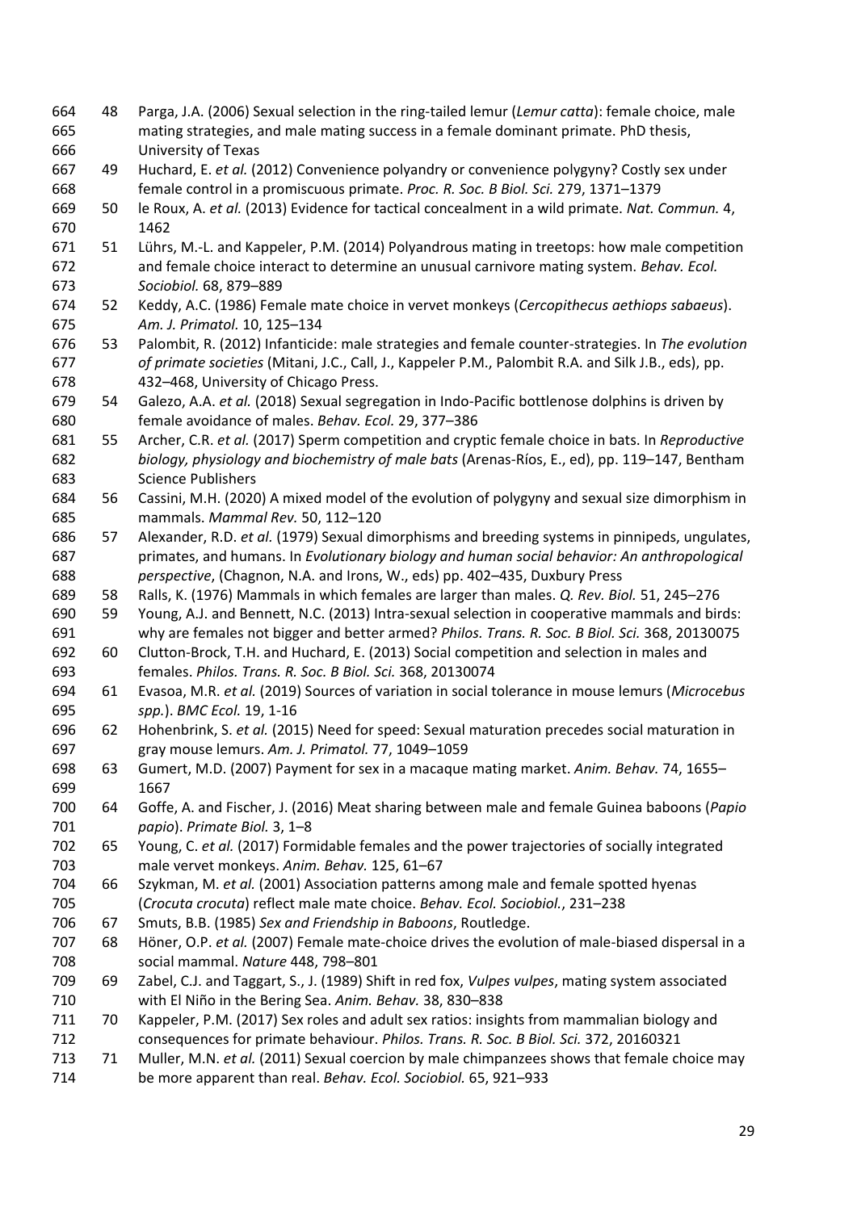48 Parga, J.A. (2006) Sexual selection in the ring-tailed lemur (*Lemur catta*): female choice, male mating strategies, and male mating success in a female dominant primate. PhD thesis, University of Texas

49 Huchard, E. *et al.* (2012) Convenience polyandry or convenience polygyny? Costly sex under female control in a promiscuous primate. *Proc. R. Soc. B Biol. Sci.* 279, 1371–1379

50 le Roux, A. *et al.* (2013) Evidence for tactical concealment in a wild primate. *Nat. Commun.* 4, 1462

51 Lührs, M.-L. and Kappeler, P.M. (2014) Polyandrous mating in treetops: how male competition and female choice interact to determine an unusual carnivore mating system. *Behav. Ecol. Sociobiol.* 68, 879–889

52 Keddy, A.C. (1986) Female mate choice in vervet monkeys (*Cercopithecus aethiops sabaeus*). *Am. J. Primatol.* 10, 125–134

53 Palombit, R. (2012) Infanticide: male strategies and female counter-strategies. In *The evolution of primate societies* (Mitani, J.C., Call, J., Kappeler P.M., Palombit R.A. and Silk J.B., eds), pp. 432–468, University of Chicago Press.

54 Galezo, A.A. *et al.* (2018) Sexual segregation in Indo-Pacific bottlenose dolphins is driven by female avoidance of males. *Behav. Ecol.* 29, 377–386

55 Archer, C.R. *et al.* (2017) Sperm competition and cryptic female choice in bats. In *Reproductive biology, physiology and biochemistry of male bats* (Arenas-Ríos, E., ed), pp. 119–147, Bentham Science Publishers

56 Cassini, M.H. (2020) A mixed model of the evolution of polygyny and sexual size dimorphism in mammals. *Mammal Rev.* 50, 112–120

57 Alexander, R.D. *et al.* (1979) Sexual dimorphisms and breeding systems in pinnipeds, ungulates, primates, and humans. In *Evolutionary biology and human social behavior: An anthropological perspective*, (Chagnon, N.A. and Irons, W., eds) pp. 402–435, Duxbury Press

58 Ralls, K. (1976) Mammals in which females are larger than males. *Q. Rev. Biol.* 51, 245–276

59 Young, A.J. and Bennett, N.C. (2013) Intra-sexual selection in cooperative mammals and birds: why are females not bigger and better armed? *Philos. Trans. R. Soc. B Biol. Sci.* 368, 20130075

60 Clutton-Brock, T.H. and Huchard, E. (2013) Social competition and selection in males and females. *Philos. Trans. R. Soc. B Biol. Sci.* 368, 20130074

61 Evasoa, M.R. *et al.* (2019) Sources of variation in social tolerance in mouse lemurs (*Microcebus spp.*). *BMC Ecol.* 19, 1-16

62 Hohenbrink, S. *et al.* (2015) Need for speed: Sexual maturation precedes social maturation in gray mouse lemurs. *Am. J. Primatol.* 77, 1049–1059

63 Gumert, M.D. (2007) Payment for sex in a macaque mating market. *Anim. Behav.* 74, 1655–1667

64 Goffe, A. and Fischer, J. (2016) Meat sharing between male and female Guinea baboons (*Papio papio*). *Primate Biol.* 3, 1–8

65 Young, C. *et al.* (2017) Formidable females and the power trajectories of socially integrated male vervet monkeys. *Anim. Behav.* 125, 61–67

66 Szykman, M. *et al.* (2001) Association patterns among male and female spotted hyenas (*Crocuta crocuta*) reflect male mate choice. *Behav. Ecol. Sociobiol.*, 231–238

67 Smuts, B.B. (1985) *Sex and Friendship in Baboons*, Routledge.

68 Höner, O.P. *et al.* (2007) Female mate-choice drives the evolution of male-biased dispersal in a social mammal. *Nature* 448, 798–801

69 Zabel, C.J. and Taggart, S., J. (1989) Shift in red fox, *Vulpes vulpes*, mating system associated with El Niño in the Bering Sea. *Anim. Behav.* 38, 830–838

70 Kappeler, P.M. (2017) Sex roles and adult sex ratios: insights from mammalian biology and consequences for primate behaviour. *Philos. Trans. R. Soc. B Biol. Sci.* 372, 20160321

71 Muller, M.N. *et al.* (2011) Sexual coercion by male chimpanzees shows that female choice may be more apparent than real. *Behav. Ecol. Sociobiol.* 65, 921–933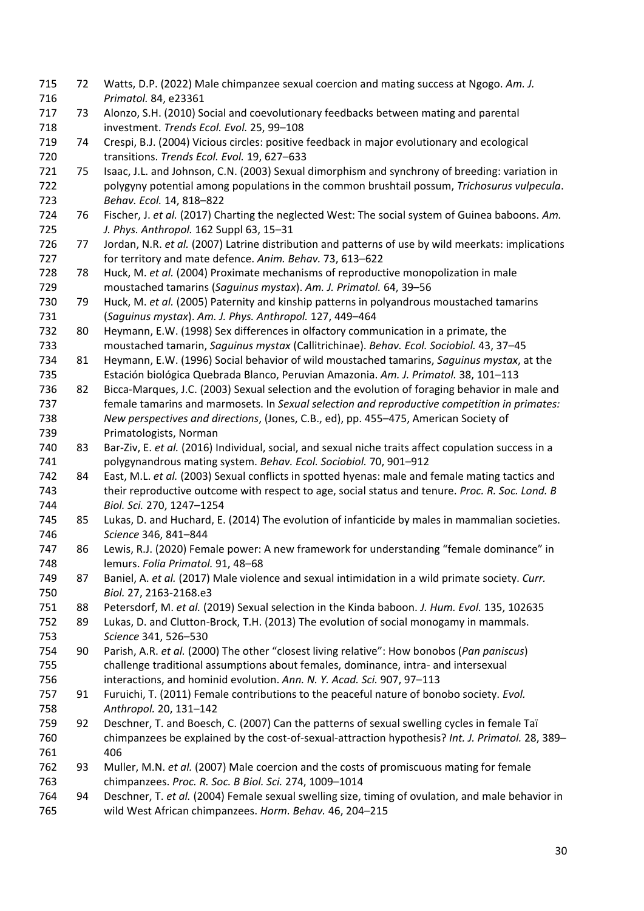72 Watts, D.P. (2022) Male chimpanzee sexual coercion and mating success at Ngogo. *Am. J. Primatol.* 84, e23361

73 Alonzo, S.H. (2010) Social and coevolutionary feedbacks between mating and parental investment. *Trends Ecol. Evol.* 25, 99–108

74 Crespi, B.J. (2004) Vicious circles: positive feedback in major evolutionary and ecological transitions. *Trends Ecol. Evol.* 19, 627–633

75 Isaac, J.L. and Johnson, C.N. (2003) Sexual dimorphism and synchrony of breeding: variation in polygyny potential among populations in the common brushtail possum, *Trichosurus vulpecula*. *Behav. Ecol.* 14, 818–822

76 Fischer, J. *et al.* (2017) Charting the neglected West: The social system of Guinea baboons. *Am. J. Phys. Anthropol.* 162 Suppl 63, 15–31

77 Jordan, N.R. *et al.* (2007) Latrine distribution and patterns of use by wild meerkats: implications for territory and mate defence. *Anim. Behav.* 73, 613–622

78 Huck, M. *et al.* (2004) Proximate mechanisms of reproductive monopolization in male moustached tamarins (*Saguinus mystax*). *Am. J. Primatol.* 64, 39–56

79 Huck, M. *et al.* (2005) Paternity and kinship patterns in polyandrous moustached tamarins (*Saguinus mystax*). *Am. J. Phys. Anthropol.* 127, 449–464

80 Heymann, E.W. (1998) Sex differences in olfactory communication in a primate, the moustached tamarin, *Saguinus mystax* (Callitrichinae). *Behav. Ecol. Sociobiol.* 43, 37–45

81 Heymann, E.W. (1996) Social behavior of wild moustached tamarins, *Saguinus mystax*, at the Estación biológica Quebrada Blanco, Peruvian Amazonia. *Am. J. Primatol.* 38, 101–113

82 Bicca-Marques, J.C. (2003) Sexual selection and the evolution of foraging behavior in male and female tamarins and marmosets. In *Sexual selection and reproductive competition in primates: New perspectives and directions*, (Jones, C.B., ed), pp. 455–475, American Society of Primatologists, Norman

83 Bar-Ziv, E. *et al.* (2016) Individual, social, and sexual niche traits affect copulation success in a polygynandrous mating system. *Behav. Ecol. Sociobiol.* 70, 901–912

84 East, M.L. *et al.* (2003) Sexual conflicts in spotted hyenas: male and female mating tactics and their reproductive outcome with respect to age, social status and tenure. *Proc. R. Soc. Lond. B Biol. Sci.* 270, 1247–1254

85 Lukas, D. and Huchard, E. (2014) The evolution of infanticide by males in mammalian societies. *Science* 346, 841–844

86 Lewis, R.J. (2020) Female power: A new framework for understanding "female dominance" in lemurs. *Folia Primatol.* 91, 48–68

87 Baniel, A. *et al.* (2017) Male violence and sexual intimidation in a wild primate society. *Curr. Biol.* 27, 2163-2168.e3

88 Petersdorf, M. *et al.* (2019) Sexual selection in the Kinda baboon. *J. Hum. Evol.* 135, 102635

89 Lukas, D. and Clutton-Brock, T.H. (2013) The evolution of social monogamy in mammals. *Science* 341, 526–530

90 Parish, A.R. *et al.* (2000) The other "closest living relative": How bonobos (*Pan paniscus*) challenge traditional assumptions about females, dominance, intra- and intersexual interactions, and hominid evolution. *Ann. N. Y. Acad. Sci.* 907, 97–113

91 Furuichi, T. (2011) Female contributions to the peaceful nature of bonobo society. *Evol. Anthropol.* 20, 131–142

92 Deschner, T. and Boesch, C. (2007) Can the patterns of sexual swelling cycles in female Taï chimpanzees be explained by the cost-of-sexual-attraction hypothesis? *Int. J. Primatol.* 28, 389–406

93 Muller, M.N. *et al.* (2007) Male coercion and the costs of promiscuous mating for female chimpanzees. *Proc. R. Soc. B Biol. Sci.* 274, 1009–1014

94 Deschner, T. *et al.* (2004) Female sexual swelling size, timing of ovulation, and male behavior in wild West African chimpanzees. *Horm. Behav.* 46, 204–215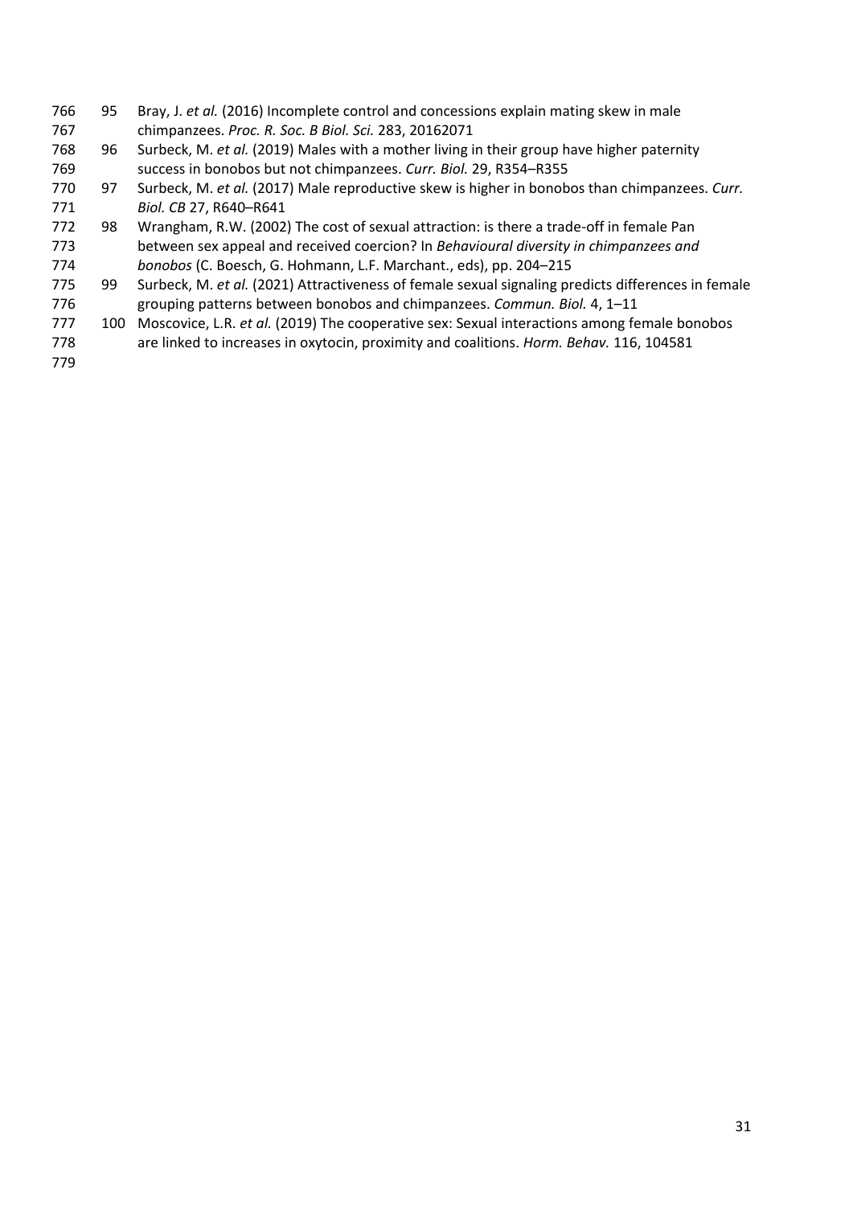95 Bray, J. *et al.* (2016) Incomplete control and concessions explain mating skew in male chimpanzees. *Proc. R. Soc. B Biol. Sci.* 283, 20162071

96 Surbeck, M. *et al.* (2019) Males with a mother living in their group have higher paternity success in bonobos but not chimpanzees. *Curr. Biol.* 29, R354–R355

97 Surbeck, M. *et al.* (2017) Male reproductive skew is higher in bonobos than chimpanzees. *Curr. Biol. CB* 27, R640–R641

98 Wrangham, R.W. (2002) The cost of sexual attraction: is there a trade-off in female Pan between sex appeal and received coercion? In *Behavioural diversity in chimpanzees and bonobos* (C. Boesch, G. Hohmann, L.F. Marchant., eds), pp. 204–215

99 Surbeck, M. *et al.* (2021) Attractiveness of female sexual signaling predicts differences in female grouping patterns between bonobos and chimpanzees. *Commun. Biol.* 4, 1–11

100 Moscovice, L.R. *et al.* (2019) The cooperative sex: Sexual interactions among female bonobos are linked to increases in oxytocin, proximity and coalitions. *Horm. Behav.* 116, 104581